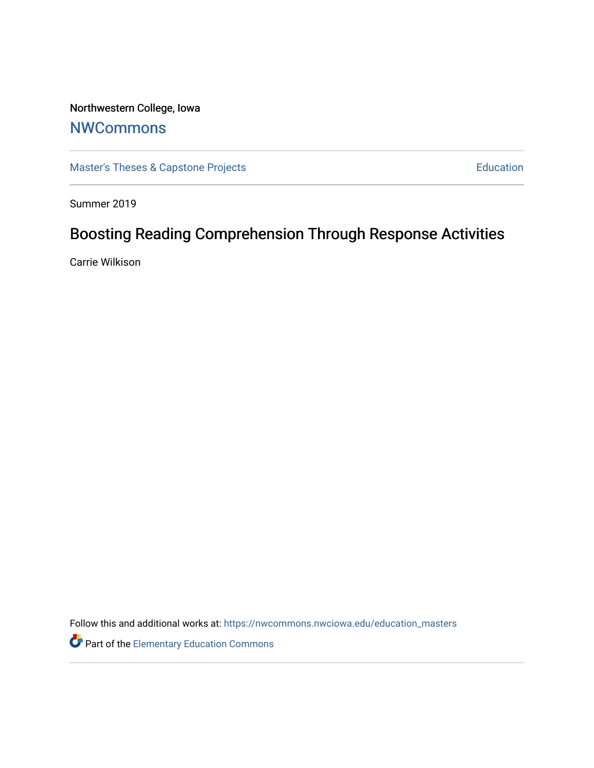Northwestern College, Iowa

# NWCommons

Master's Theses & Capstone Projects

Education

Summer 2019

## Boosting Reading Comprehension Through Response Activities

Carrie Wilkison

Follow this and additional works at: https://nwcommons.nwciowa.edu/education_masters

Part of the Elementary Education Commons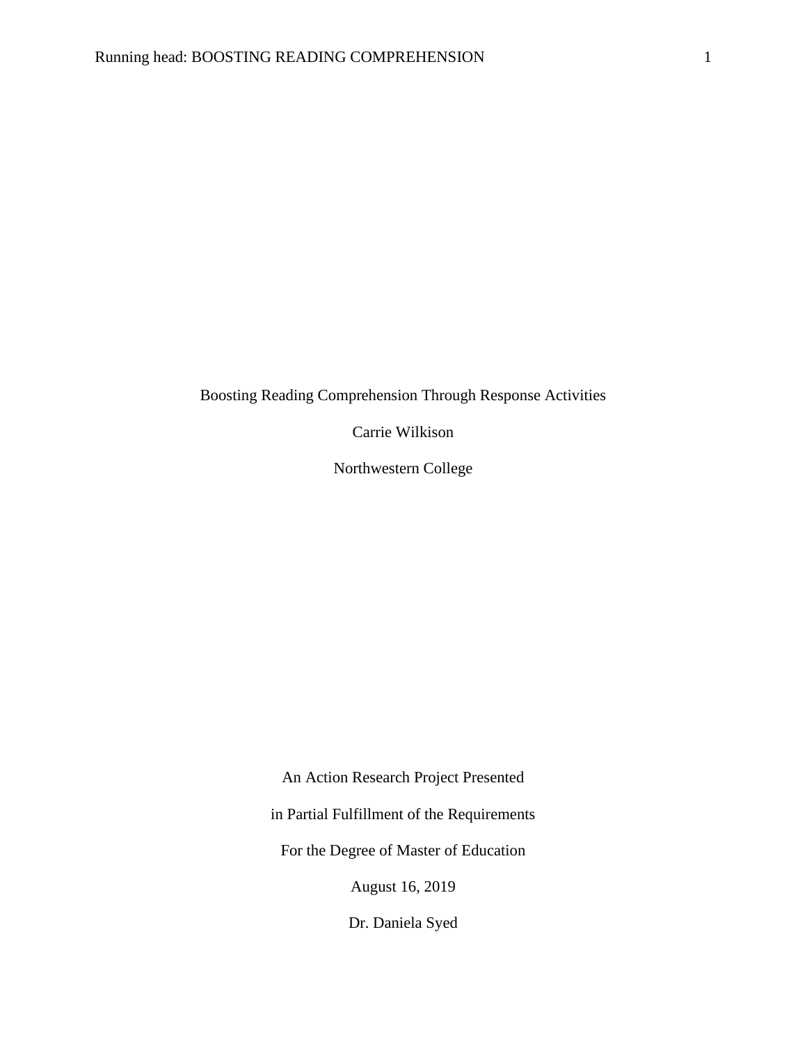Boosting Reading Comprehension Through Response Activities

Carrie Wilkison

Northwestern College

An Action Research Project Presented

in Partial Fulfillment of the Requirements

For the Degree of Master of Education

August 16, 2019

Dr. Daniela Syed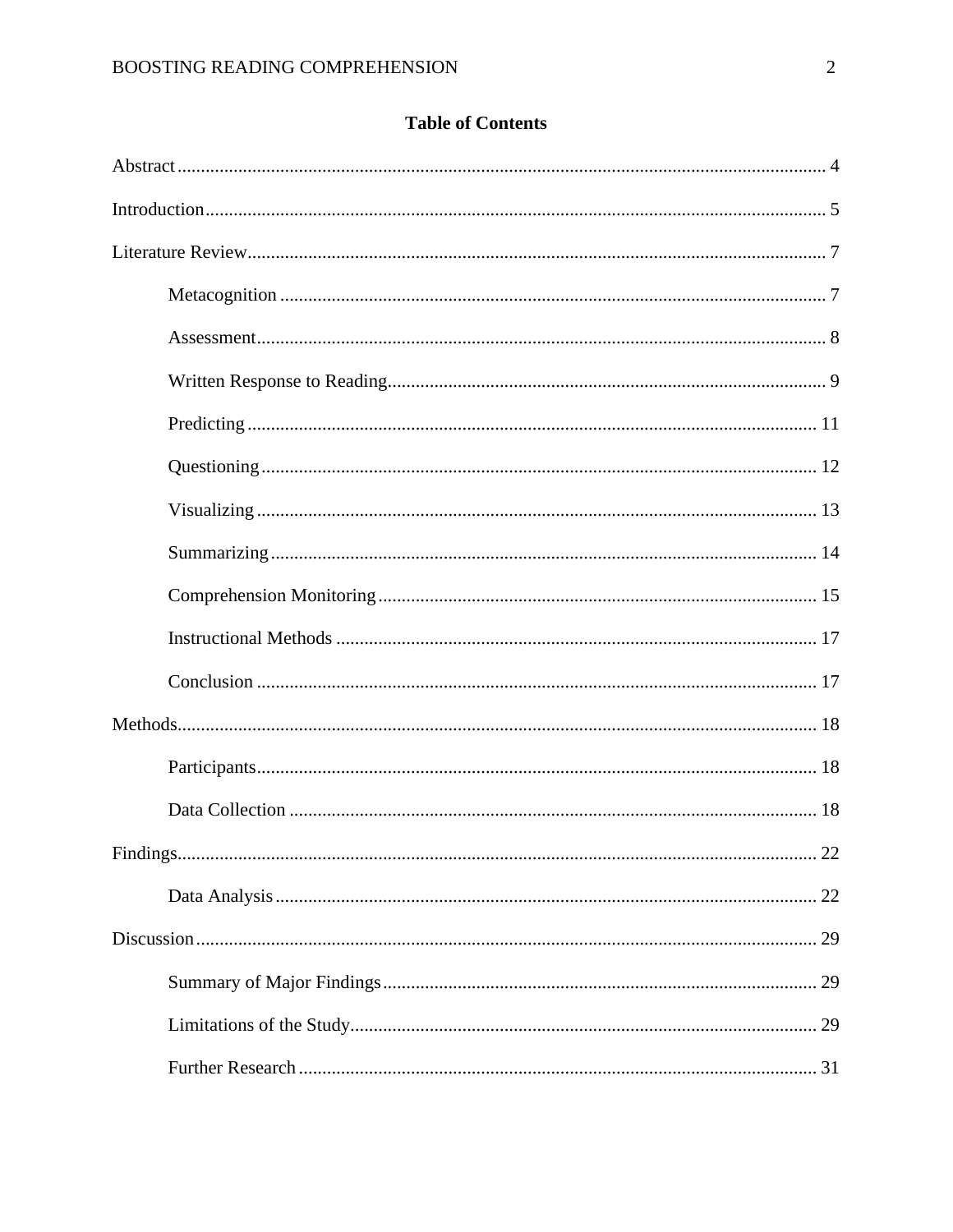## Table of Contents

Abstract ............................................................ 4

Introduction ............................................................ 5

Literature Review ............................................................ 7

- Metacognition ............................................................ 7
- Assessment ............................................................ 8
- Written Response to Reading ............................................................ 9
- Predicting ............................................................ 11
- Questioning ............................................................ 12
- Visualizing ............................................................ 13
- Summarizing ............................................................ 14
- Comprehension Monitoring ............................................................ 15
- Instructional Methods ............................................................ 17
- Conclusion ............................................................ 17

Methods ............................................................ 18

- Participants ............................................................ 18
- Data Collection ............................................................ 18

Findings ............................................................ 22

- Data Analysis ............................................................ 22

Discussion ............................................................ 29

- Summary of Major Findings ............................................................ 29
- Limitations of the Study ............................................................ 29
- Further Research ............................................................ 31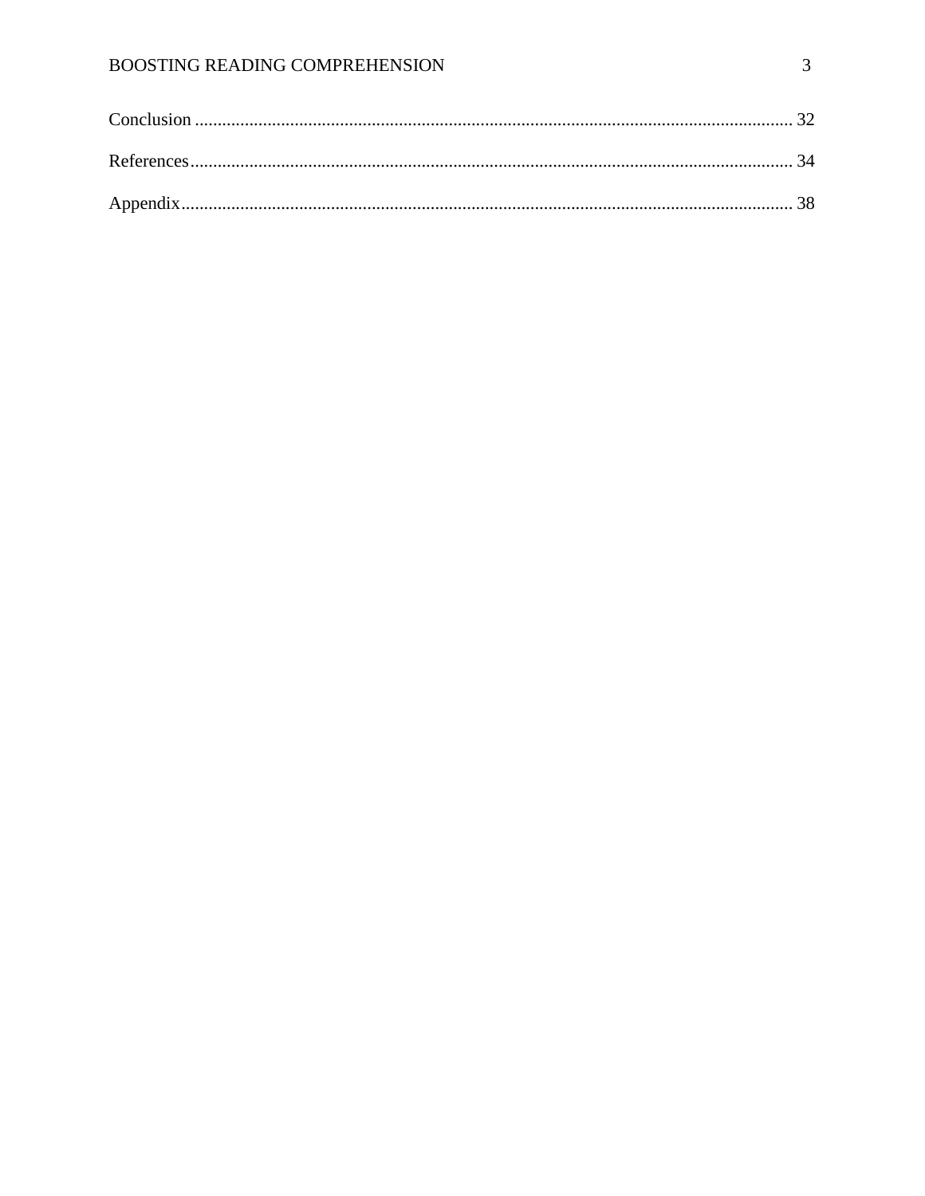Conclusion ................................................................................................................................ 32

References.................................................................................................................................. 34

Appendix.................................................................................................................................... 38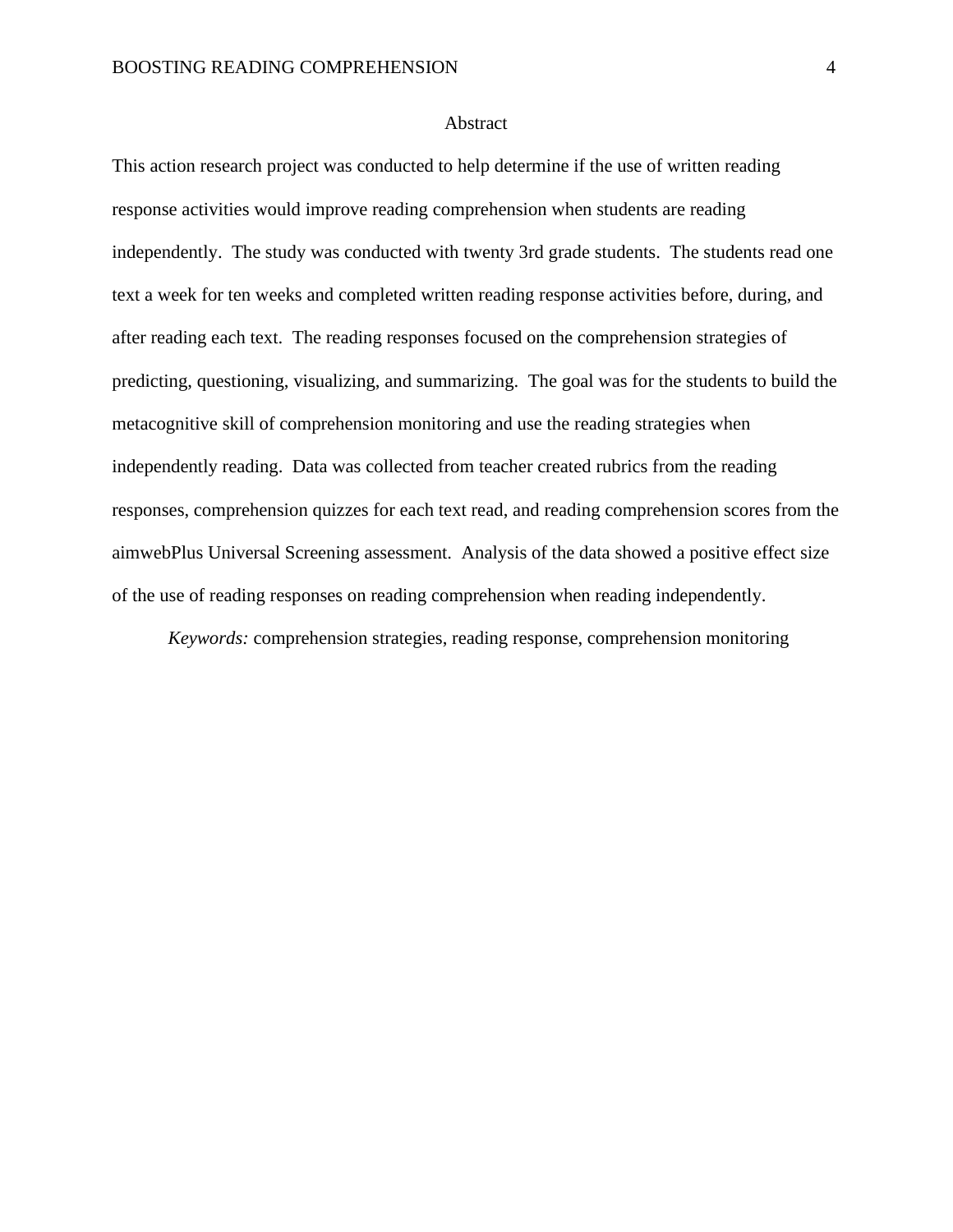# Abstract

This action research project was conducted to help determine if the use of written reading response activities would improve reading comprehension when students are reading independently. The study was conducted with twenty 3rd grade students. The students read one text a week for ten weeks and completed written reading response activities before, during, and after reading each text. The reading responses focused on the comprehension strategies of predicting, questioning, visualizing, and summarizing. The goal was for the students to build the metacognitive skill of comprehension monitoring and use the reading strategies when independently reading. Data was collected from teacher created rubrics from the reading responses, comprehension quizzes for each text read, and reading comprehension scores from the aimwebPlus Universal Screening assessment. Analysis of the data showed a positive effect size of the use of reading responses on reading comprehension when reading independently.

*Keywords:* comprehension strategies, reading response, comprehension monitoring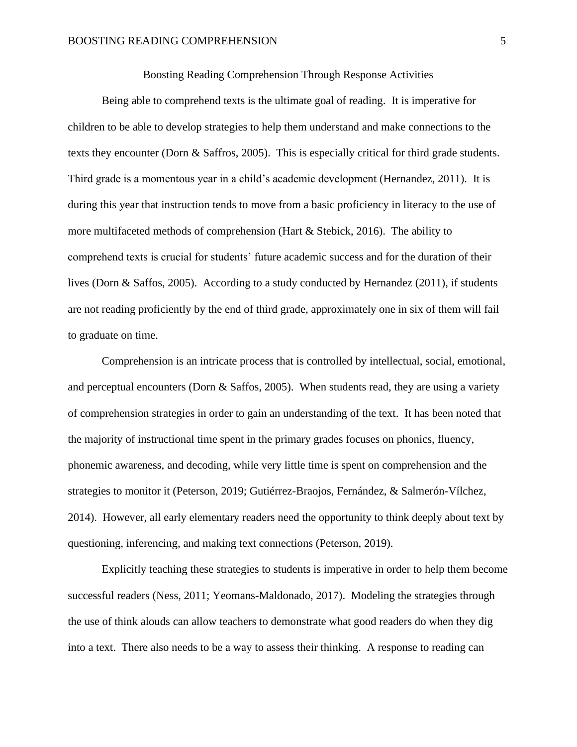# Boosting Reading Comprehension Through Response Activities

Being able to comprehend texts is the ultimate goal of reading. It is imperative for children to be able to develop strategies to help them understand and make connections to the texts they encounter (Dorn & Saffros, 2005). This is especially critical for third grade students. Third grade is a momentous year in a child's academic development (Hernandez, 2011). It is during this year that instruction tends to move from a basic proficiency in literacy to the use of more multifaceted methods of comprehension (Hart & Stebick, 2016). The ability to comprehend texts is crucial for students' future academic success and for the duration of their lives (Dorn & Saffos, 2005). According to a study conducted by Hernandez (2011), if students are not reading proficiently by the end of third grade, approximately one in six of them will fail to graduate on time.

Comprehension is an intricate process that is controlled by intellectual, social, emotional, and perceptual encounters (Dorn & Saffos, 2005). When students read, they are using a variety of comprehension strategies in order to gain an understanding of the text. It has been noted that the majority of instructional time spent in the primary grades focuses on phonics, fluency, phonemic awareness, and decoding, while very little time is spent on comprehension and the strategies to monitor it (Peterson, 2019; Gutiérrez-Braojos, Fernández, & Salmerón-Vílchez, 2014). However, all early elementary readers need the opportunity to think deeply about text by questioning, inferencing, and making text connections (Peterson, 2019).

Explicitly teaching these strategies to students is imperative in order to help them become successful readers (Ness, 2011; Yeomans-Maldonado, 2017). Modeling the strategies through the use of think alouds can allow teachers to demonstrate what good readers do when they dig into a text. There also needs to be a way to assess their thinking. A response to reading can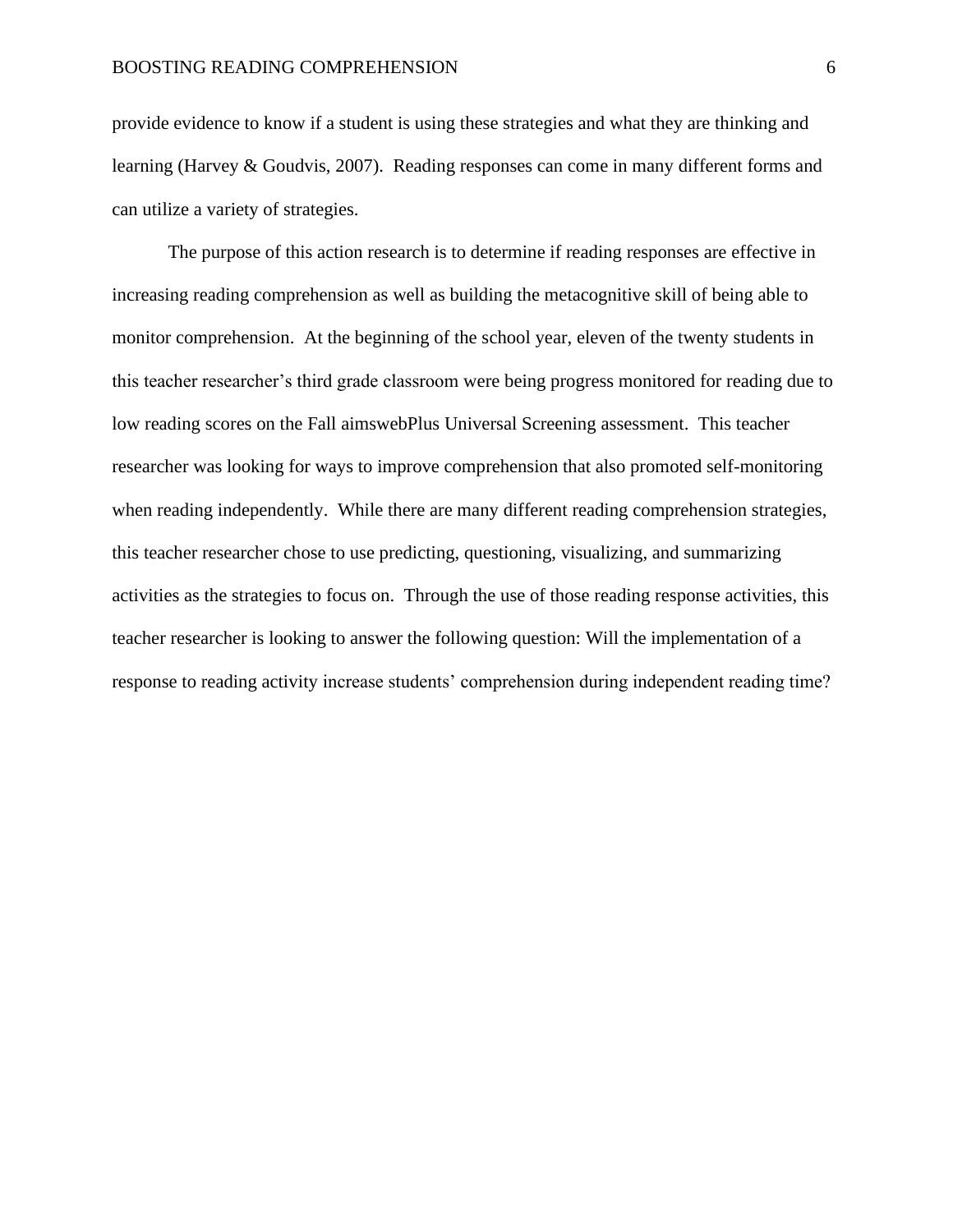provide evidence to know if a student is using these strategies and what they are thinking and learning (Harvey & Goudvis, 2007). Reading responses can come in many different forms and can utilize a variety of strategies.

The purpose of this action research is to determine if reading responses are effective in increasing reading comprehension as well as building the metacognitive skill of being able to monitor comprehension. At the beginning of the school year, eleven of the twenty students in this teacher researcher's third grade classroom were being progress monitored for reading due to low reading scores on the Fall aimswebPlus Universal Screening assessment. This teacher researcher was looking for ways to improve comprehension that also promoted self-monitoring when reading independently. While there are many different reading comprehension strategies, this teacher researcher chose to use predicting, questioning, visualizing, and summarizing activities as the strategies to focus on. Through the use of those reading response activities, this teacher researcher is looking to answer the following question: Will the implementation of a response to reading activity increase students' comprehension during independent reading time?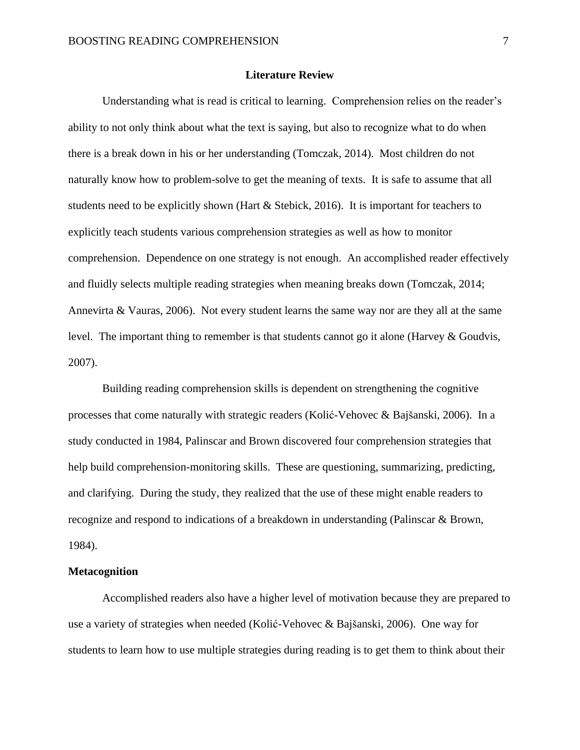## Literature Review

Understanding what is read is critical to learning. Comprehension relies on the reader's ability to not only think about what the text is saying, but also to recognize what to do when there is a break down in his or her understanding (Tomczak, 2014). Most children do not naturally know how to problem-solve to get the meaning of texts. It is safe to assume that all students need to be explicitly shown (Hart & Stebick, 2016). It is important for teachers to explicitly teach students various comprehension strategies as well as how to monitor comprehension. Dependence on one strategy is not enough. An accomplished reader effectively and fluidly selects multiple reading strategies when meaning breaks down (Tomczak, 2014; Annevirta & Vauras, 2006). Not every student learns the same way nor are they all at the same level. The important thing to remember is that students cannot go it alone (Harvey & Goudvis, 2007).

Building reading comprehension skills is dependent on strengthening the cognitive processes that come naturally with strategic readers (Kolić-Vehovec & Bajšanski, 2006). In a study conducted in 1984, Palinscar and Brown discovered four comprehension strategies that help build comprehension-monitoring skills. These are questioning, summarizing, predicting, and clarifying. During the study, they realized that the use of these might enable readers to recognize and respond to indications of a breakdown in understanding (Palinscar & Brown, 1984).

### Metacognition

Accomplished readers also have a higher level of motivation because they are prepared to use a variety of strategies when needed (Kolić-Vehovec & Bajšanski, 2006). One way for students to learn how to use multiple strategies during reading is to get them to think about their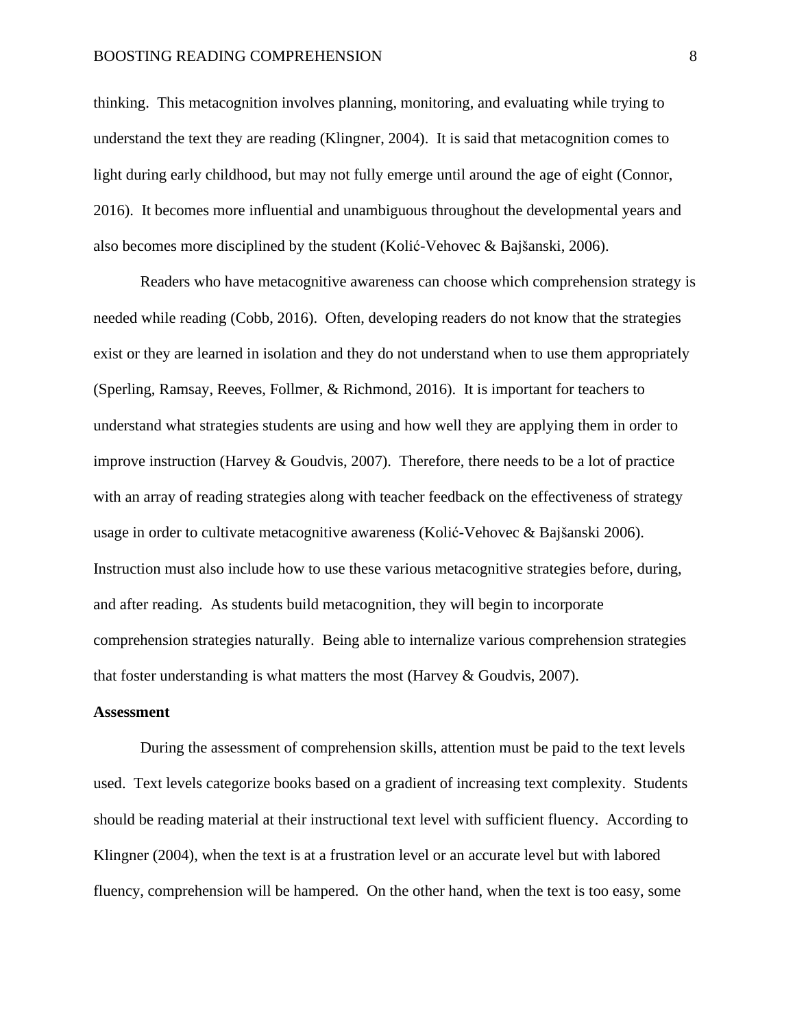thinking.  This metacognition involves planning, monitoring, and evaluating while trying to understand the text they are reading (Klingner, 2004).  It is said that metacognition comes to light during early childhood, but may not fully emerge until around the age of eight (Connor, 2016).  It becomes more influential and unambiguous throughout the developmental years and also becomes more disciplined by the student (Kolić-Vehovec & Bajšanski, 2006).

Readers who have metacognitive awareness can choose which comprehension strategy is needed while reading (Cobb, 2016).  Often, developing readers do not know that the strategies exist or they are learned in isolation and they do not understand when to use them appropriately (Sperling, Ramsay, Reeves, Follmer, & Richmond, 2016).  It is important for teachers to understand what strategies students are using and how well they are applying them in order to improve instruction (Harvey & Goudvis, 2007).  Therefore, there needs to be a lot of practice with an array of reading strategies along with teacher feedback on the effectiveness of strategy usage in order to cultivate metacognitive awareness (Kolić-Vehovec & Bajšanski 2006).  Instruction must also include how to use these various metacognitive strategies before, during, and after reading.  As students build metacognition, they will begin to incorporate comprehension strategies naturally.  Being able to internalize various comprehension strategies that foster understanding is what matters the most (Harvey & Goudvis, 2007).

**Assessment**

During the assessment of comprehension skills, attention must be paid to the text levels used.  Text levels categorize books based on a gradient of increasing text complexity.  Students should be reading material at their instructional text level with sufficient fluency.  According to Klingner (2004), when the text is at a frustration level or an accurate level but with labored fluency, comprehension will be hampered.  On the other hand, when the text is too easy, some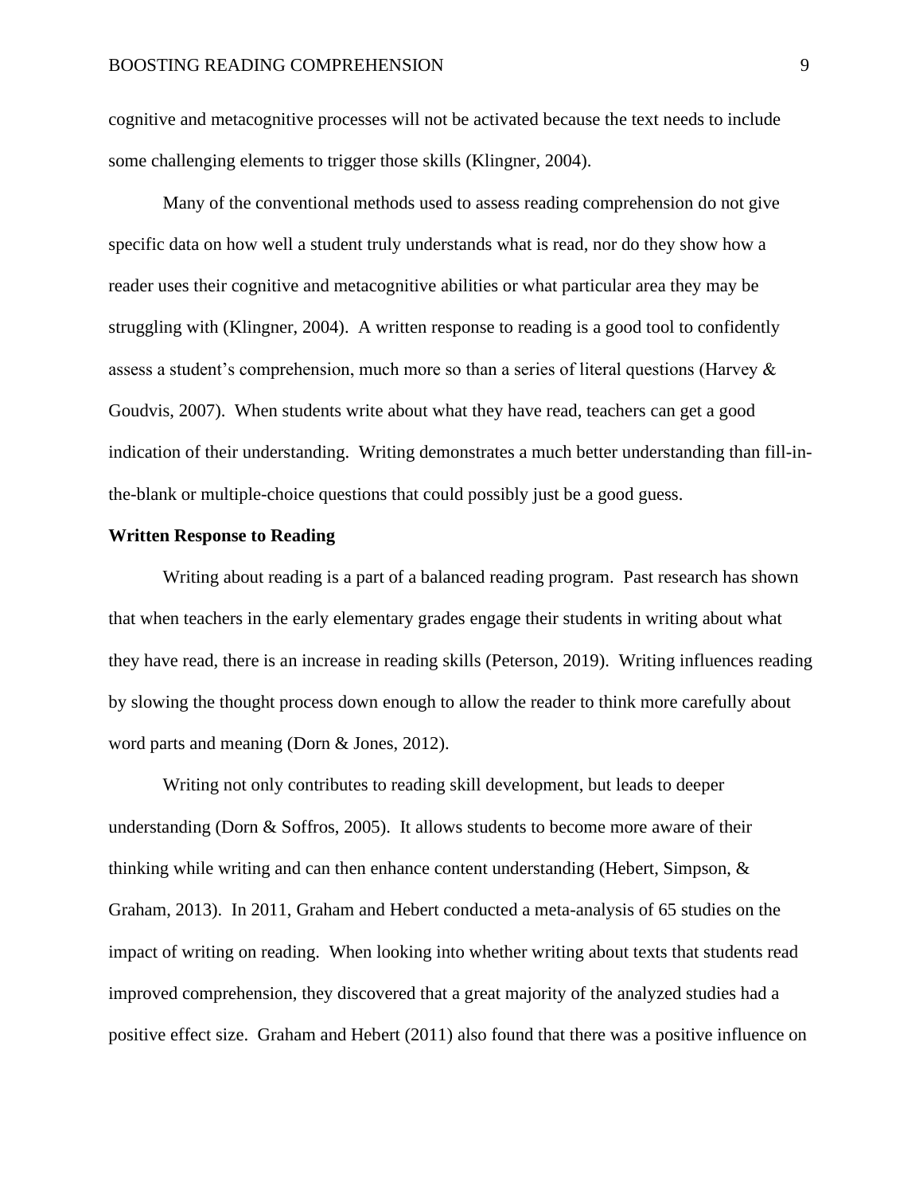cognitive and metacognitive processes will not be activated because the text needs to include some challenging elements to trigger those skills (Klingner, 2004).

Many of the conventional methods used to assess reading comprehension do not give specific data on how well a student truly understands what is read, nor do they show how a reader uses their cognitive and metacognitive abilities or what particular area they may be struggling with (Klingner, 2004). A written response to reading is a good tool to confidently assess a student's comprehension, much more so than a series of literal questions (Harvey & Goudvis, 2007). When students write about what they have read, teachers can get a good indication of their understanding. Writing demonstrates a much better understanding than fill-in-the-blank or multiple-choice questions that could possibly just be a good guess.

**Written Response to Reading**

Writing about reading is a part of a balanced reading program. Past research has shown that when teachers in the early elementary grades engage their students in writing about what they have read, there is an increase in reading skills (Peterson, 2019). Writing influences reading by slowing the thought process down enough to allow the reader to think more carefully about word parts and meaning (Dorn & Jones, 2012).

Writing not only contributes to reading skill development, but leads to deeper understanding (Dorn & Soffros, 2005). It allows students to become more aware of their thinking while writing and can then enhance content understanding (Hebert, Simpson, & Graham, 2013). In 2011, Graham and Hebert conducted a meta-analysis of 65 studies on the impact of writing on reading. When looking into whether writing about texts that students read improved comprehension, they discovered that a great majority of the analyzed studies had a positive effect size. Graham and Hebert (2011) also found that there was a positive influence on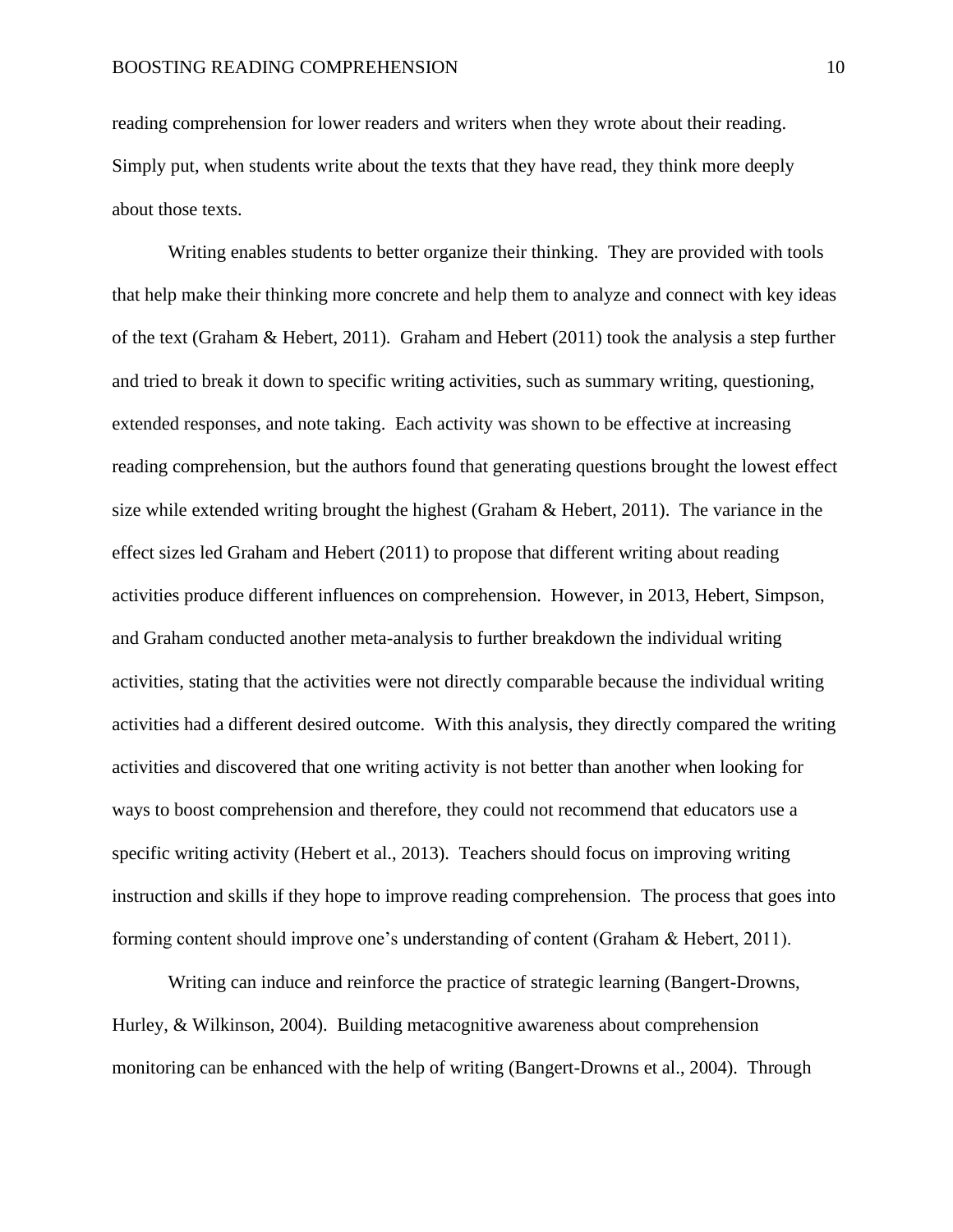reading comprehension for lower readers and writers when they wrote about their reading. Simply put, when students write about the texts that they have read, they think more deeply about those texts.

Writing enables students to better organize their thinking. They are provided with tools that help make their thinking more concrete and help them to analyze and connect with key ideas of the text (Graham & Hebert, 2011). Graham and Hebert (2011) took the analysis a step further and tried to break it down to specific writing activities, such as summary writing, questioning, extended responses, and note taking. Each activity was shown to be effective at increasing reading comprehension, but the authors found that generating questions brought the lowest effect size while extended writing brought the highest (Graham & Hebert, 2011). The variance in the effect sizes led Graham and Hebert (2011) to propose that different writing about reading activities produce different influences on comprehension. However, in 2013, Hebert, Simpson, and Graham conducted another meta-analysis to further breakdown the individual writing activities, stating that the activities were not directly comparable because the individual writing activities had a different desired outcome. With this analysis, they directly compared the writing activities and discovered that one writing activity is not better than another when looking for ways to boost comprehension and therefore, they could not recommend that educators use a specific writing activity (Hebert et al., 2013). Teachers should focus on improving writing instruction and skills if they hope to improve reading comprehension. The process that goes into forming content should improve one's understanding of content (Graham & Hebert, 2011).

Writing can induce and reinforce the practice of strategic learning (Bangert-Drowns, Hurley, & Wilkinson, 2004). Building metacognitive awareness about comprehension monitoring can be enhanced with the help of writing (Bangert-Drowns et al., 2004). Through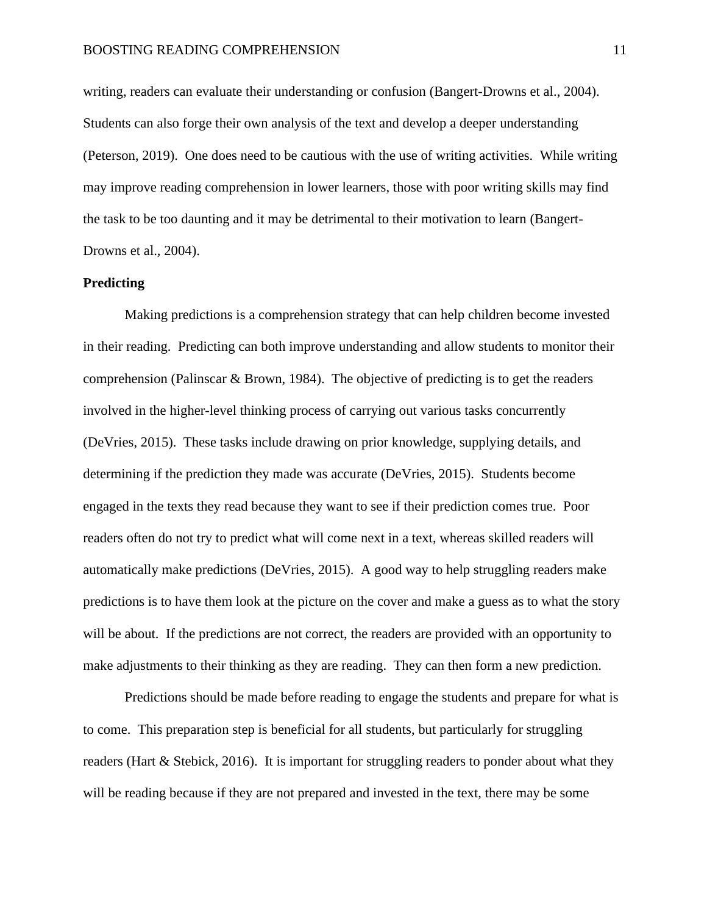writing, readers can evaluate their understanding or confusion (Bangert-Drowns et al., 2004). Students can also forge their own analysis of the text and develop a deeper understanding (Peterson, 2019). One does need to be cautious with the use of writing activities. While writing may improve reading comprehension in lower learners, those with poor writing skills may find the task to be too daunting and it may be detrimental to their motivation to learn (Bangert-Drowns et al., 2004).

**Predicting**

Making predictions is a comprehension strategy that can help children become invested in their reading. Predicting can both improve understanding and allow students to monitor their comprehension (Palinscar & Brown, 1984). The objective of predicting is to get the readers involved in the higher-level thinking process of carrying out various tasks concurrently (DeVries, 2015). These tasks include drawing on prior knowledge, supplying details, and determining if the prediction they made was accurate (DeVries, 2015). Students become engaged in the texts they read because they want to see if their prediction comes true. Poor readers often do not try to predict what will come next in a text, whereas skilled readers will automatically make predictions (DeVries, 2015). A good way to help struggling readers make predictions is to have them look at the picture on the cover and make a guess as to what the story will be about. If the predictions are not correct, the readers are provided with an opportunity to make adjustments to their thinking as they are reading. They can then form a new prediction.

Predictions should be made before reading to engage the students and prepare for what is to come. This preparation step is beneficial for all students, but particularly for struggling readers (Hart & Stebick, 2016). It is important for struggling readers to ponder about what they will be reading because if they are not prepared and invested in the text, there may be some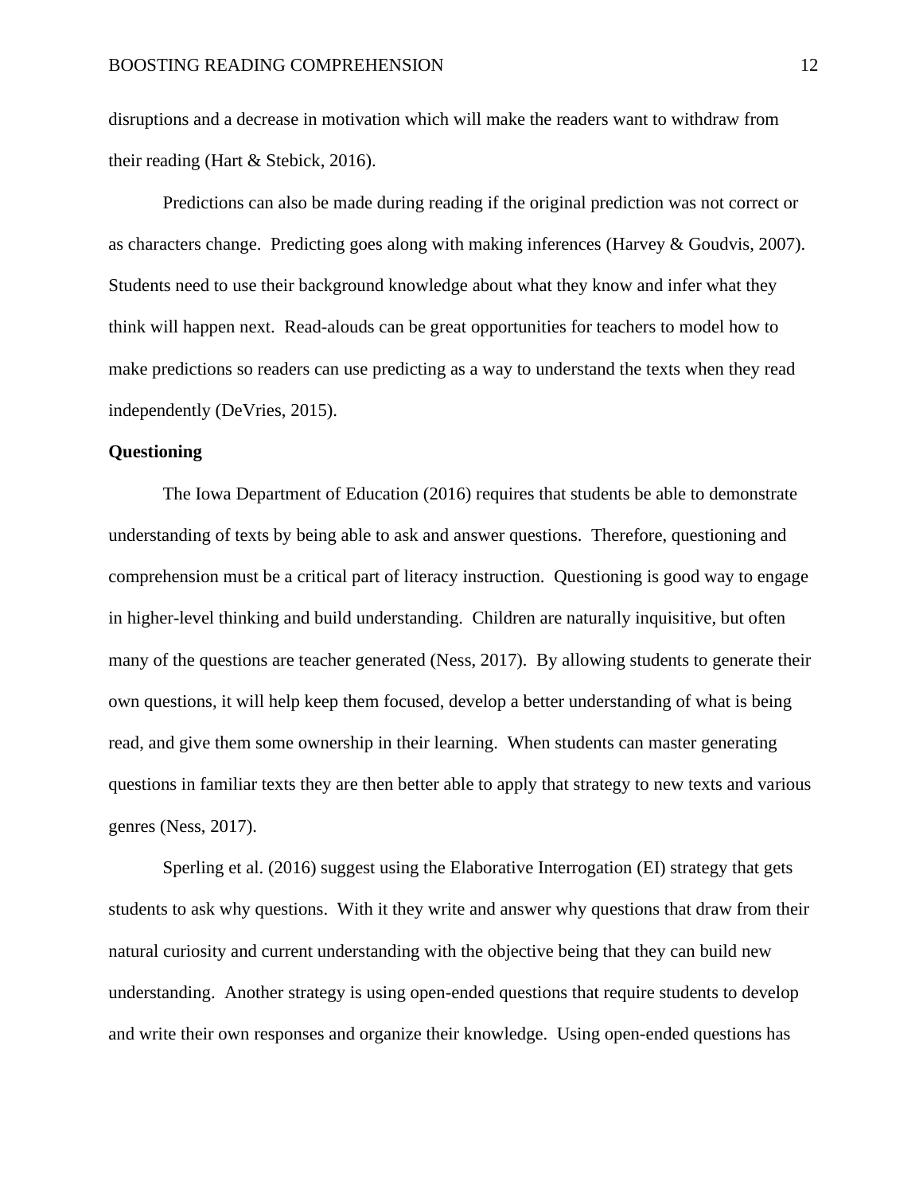disruptions and a decrease in motivation which will make the readers want to withdraw from their reading (Hart & Stebick, 2016).

Predictions can also be made during reading if the original prediction was not correct or as characters change. Predicting goes along with making inferences (Harvey & Goudvis, 2007). Students need to use their background knowledge about what they know and infer what they think will happen next. Read-alouds can be great opportunities for teachers to model how to make predictions so readers can use predicting as a way to understand the texts when they read independently (DeVries, 2015).

**Questioning**

The Iowa Department of Education (2016) requires that students be able to demonstrate understanding of texts by being able to ask and answer questions. Therefore, questioning and comprehension must be a critical part of literacy instruction. Questioning is good way to engage in higher-level thinking and build understanding. Children are naturally inquisitive, but often many of the questions are teacher generated (Ness, 2017). By allowing students to generate their own questions, it will help keep them focused, develop a better understanding of what is being read, and give them some ownership in their learning. When students can master generating questions in familiar texts they are then better able to apply that strategy to new texts and various genres (Ness, 2017).

Sperling et al. (2016) suggest using the Elaborative Interrogation (EI) strategy that gets students to ask why questions. With it they write and answer why questions that draw from their natural curiosity and current understanding with the objective being that they can build new understanding. Another strategy is using open-ended questions that require students to develop and write their own responses and organize their knowledge. Using open-ended questions has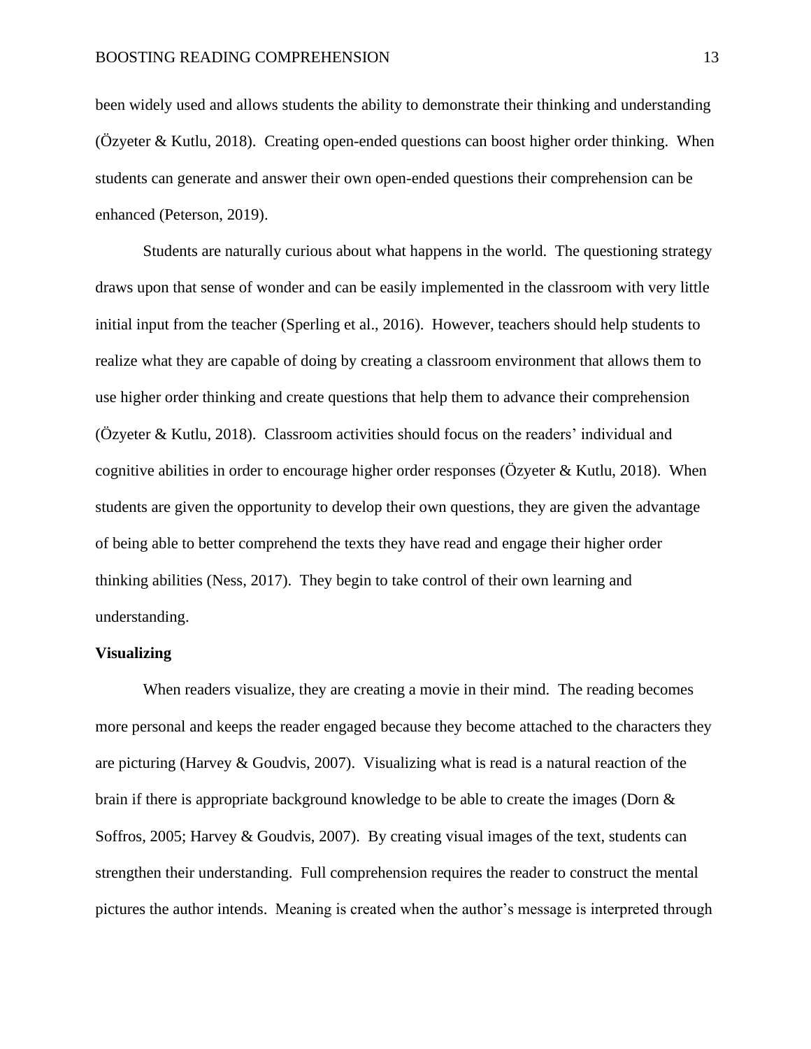been widely used and allows students the ability to demonstrate their thinking and understanding (Özyeter & Kutlu, 2018). Creating open-ended questions can boost higher order thinking. When students can generate and answer their own open-ended questions their comprehension can be enhanced (Peterson, 2019).

Students are naturally curious about what happens in the world. The questioning strategy draws upon that sense of wonder and can be easily implemented in the classroom with very little initial input from the teacher (Sperling et al., 2016). However, teachers should help students to realize what they are capable of doing by creating a classroom environment that allows them to use higher order thinking and create questions that help them to advance their comprehension (Özyeter & Kutlu, 2018). Classroom activities should focus on the readers' individual and cognitive abilities in order to encourage higher order responses (Özyeter & Kutlu, 2018). When students are given the opportunity to develop their own questions, they are given the advantage of being able to better comprehend the texts they have read and engage their higher order thinking abilities (Ness, 2017). They begin to take control of their own learning and understanding.

**Visualizing**

When readers visualize, they are creating a movie in their mind. The reading becomes more personal and keeps the reader engaged because they become attached to the characters they are picturing (Harvey & Goudvis, 2007). Visualizing what is read is a natural reaction of the brain if there is appropriate background knowledge to be able to create the images (Dorn & Soffros, 2005; Harvey & Goudvis, 2007). By creating visual images of the text, students can strengthen their understanding. Full comprehension requires the reader to construct the mental pictures the author intends. Meaning is created when the author's message is interpreted through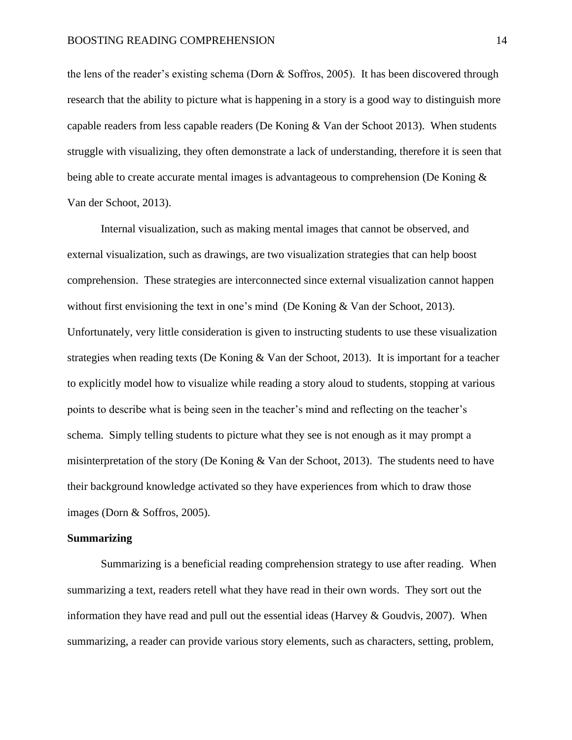the lens of the reader's existing schema (Dorn & Soffros, 2005). It has been discovered through research that the ability to picture what is happening in a story is a good way to distinguish more capable readers from less capable readers (De Koning & Van der Schoot 2013). When students struggle with visualizing, they often demonstrate a lack of understanding, therefore it is seen that being able to create accurate mental images is advantageous to comprehension (De Koning & Van der Schoot, 2013).

Internal visualization, such as making mental images that cannot be observed, and external visualization, such as drawings, are two visualization strategies that can help boost comprehension. These strategies are interconnected since external visualization cannot happen without first envisioning the text in one's mind (De Koning & Van der Schoot, 2013). Unfortunately, very little consideration is given to instructing students to use these visualization strategies when reading texts (De Koning & Van der Schoot, 2013). It is important for a teacher to explicitly model how to visualize while reading a story aloud to students, stopping at various points to describe what is being seen in the teacher's mind and reflecting on the teacher's schema. Simply telling students to picture what they see is not enough as it may prompt a misinterpretation of the story (De Koning & Van der Schoot, 2013). The students need to have their background knowledge activated so they have experiences from which to draw those images (Dorn & Soffros, 2005).

**Summarizing**

Summarizing is a beneficial reading comprehension strategy to use after reading. When summarizing a text, readers retell what they have read in their own words. They sort out the information they have read and pull out the essential ideas (Harvey & Goudvis, 2007). When summarizing, a reader can provide various story elements, such as characters, setting, problem,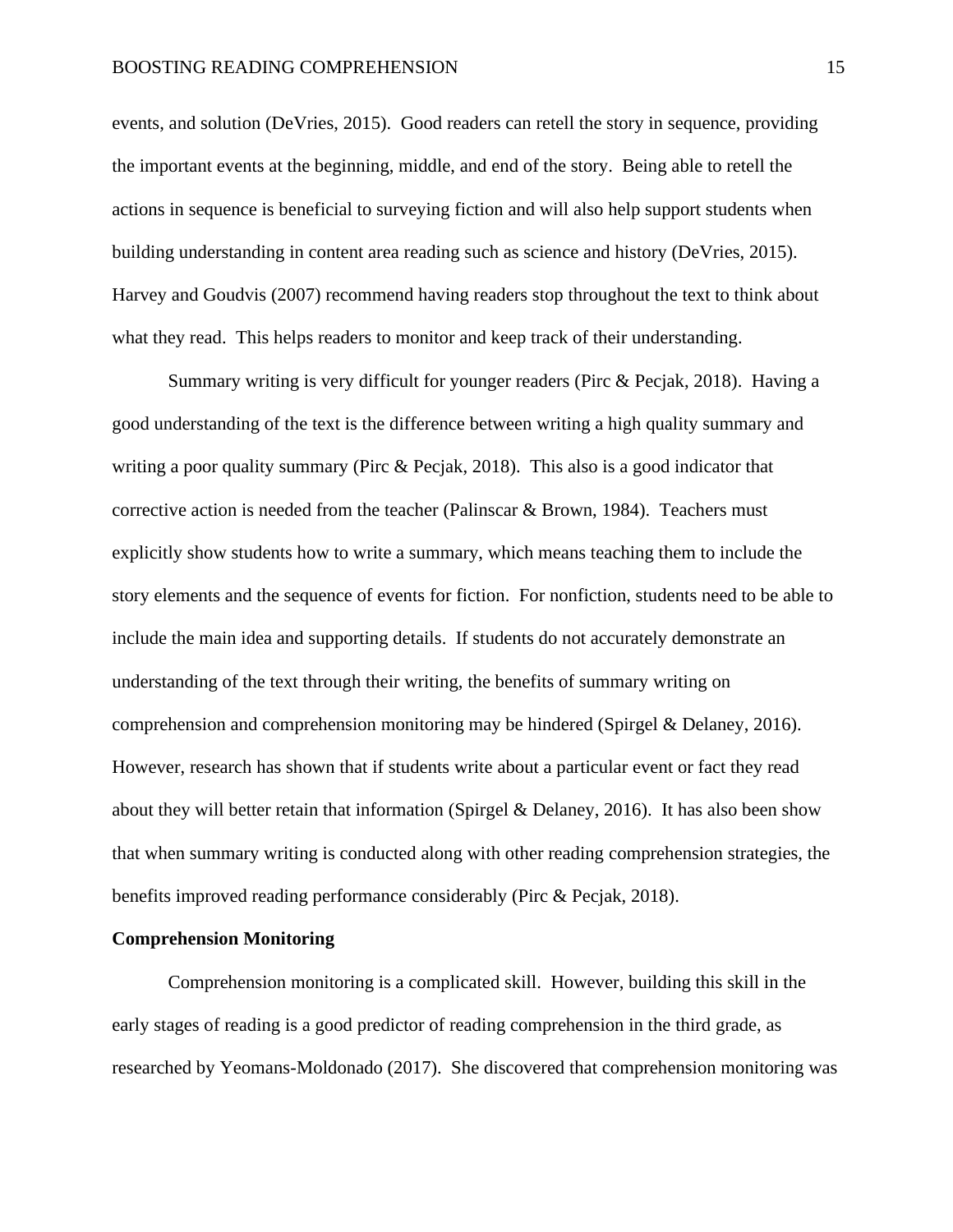events, and solution (DeVries, 2015). Good readers can retell the story in sequence, providing the important events at the beginning, middle, and end of the story. Being able to retell the actions in sequence is beneficial to surveying fiction and will also help support students when building understanding in content area reading such as science and history (DeVries, 2015). Harvey and Goudvis (2007) recommend having readers stop throughout the text to think about what they read. This helps readers to monitor and keep track of their understanding.

Summary writing is very difficult for younger readers (Pirc & Pecjak, 2018). Having a good understanding of the text is the difference between writing a high quality summary and writing a poor quality summary (Pirc & Pecjak, 2018). This also is a good indicator that corrective action is needed from the teacher (Palinscar & Brown, 1984). Teachers must explicitly show students how to write a summary, which means teaching them to include the story elements and the sequence of events for fiction. For nonfiction, students need to be able to include the main idea and supporting details. If students do not accurately demonstrate an understanding of the text through their writing, the benefits of summary writing on comprehension and comprehension monitoring may be hindered (Spirgel & Delaney, 2016). However, research has shown that if students write about a particular event or fact they read about they will better retain that information (Spirgel & Delaney, 2016). It has also been show that when summary writing is conducted along with other reading comprehension strategies, the benefits improved reading performance considerably (Pirc & Pecjak, 2018).

**Comprehension Monitoring**

Comprehension monitoring is a complicated skill. However, building this skill in the early stages of reading is a good predictor of reading comprehension in the third grade, as researched by Yeomans-Moldonado (2017). She discovered that comprehension monitoring was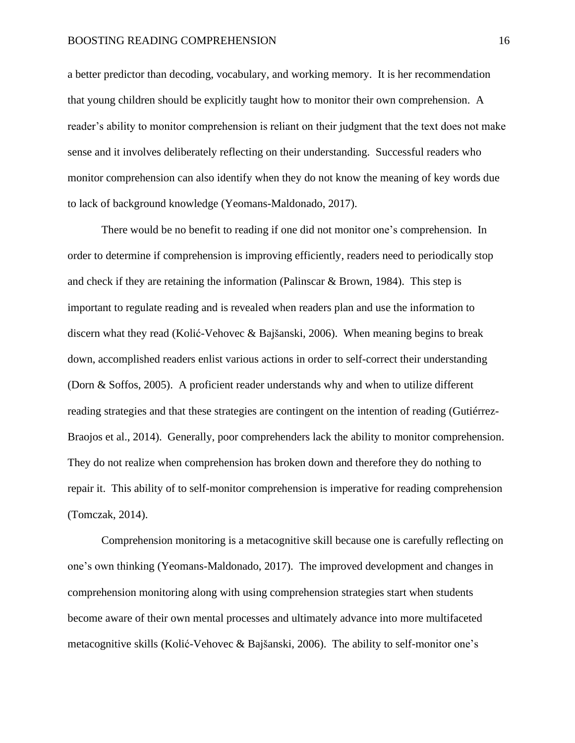a better predictor than decoding, vocabulary, and working memory. It is her recommendation that young children should be explicitly taught how to monitor their own comprehension. A reader's ability to monitor comprehension is reliant on their judgment that the text does not make sense and it involves deliberately reflecting on their understanding. Successful readers who monitor comprehension can also identify when they do not know the meaning of key words due to lack of background knowledge (Yeomans-Maldonado, 2017).

There would be no benefit to reading if one did not monitor one's comprehension. In order to determine if comprehension is improving efficiently, readers need to periodically stop and check if they are retaining the information (Palinscar & Brown, 1984). This step is important to regulate reading and is revealed when readers plan and use the information to discern what they read (Kolić-Vehovec & Bajšanski, 2006). When meaning begins to break down, accomplished readers enlist various actions in order to self-correct their understanding (Dorn & Soffos, 2005). A proficient reader understands why and when to utilize different reading strategies and that these strategies are contingent on the intention of reading (Gutiérrez-Braojos et al., 2014). Generally, poor comprehenders lack the ability to monitor comprehension. They do not realize when comprehension has broken down and therefore they do nothing to repair it. This ability of to self-monitor comprehension is imperative for reading comprehension (Tomczak, 2014).

Comprehension monitoring is a metacognitive skill because one is carefully reflecting on one's own thinking (Yeomans-Maldonado, 2017). The improved development and changes in comprehension monitoring along with using comprehension strategies start when students become aware of their own mental processes and ultimately advance into more multifaceted metacognitive skills (Kolić-Vehovec & Bajšanski, 2006). The ability to self-monitor one's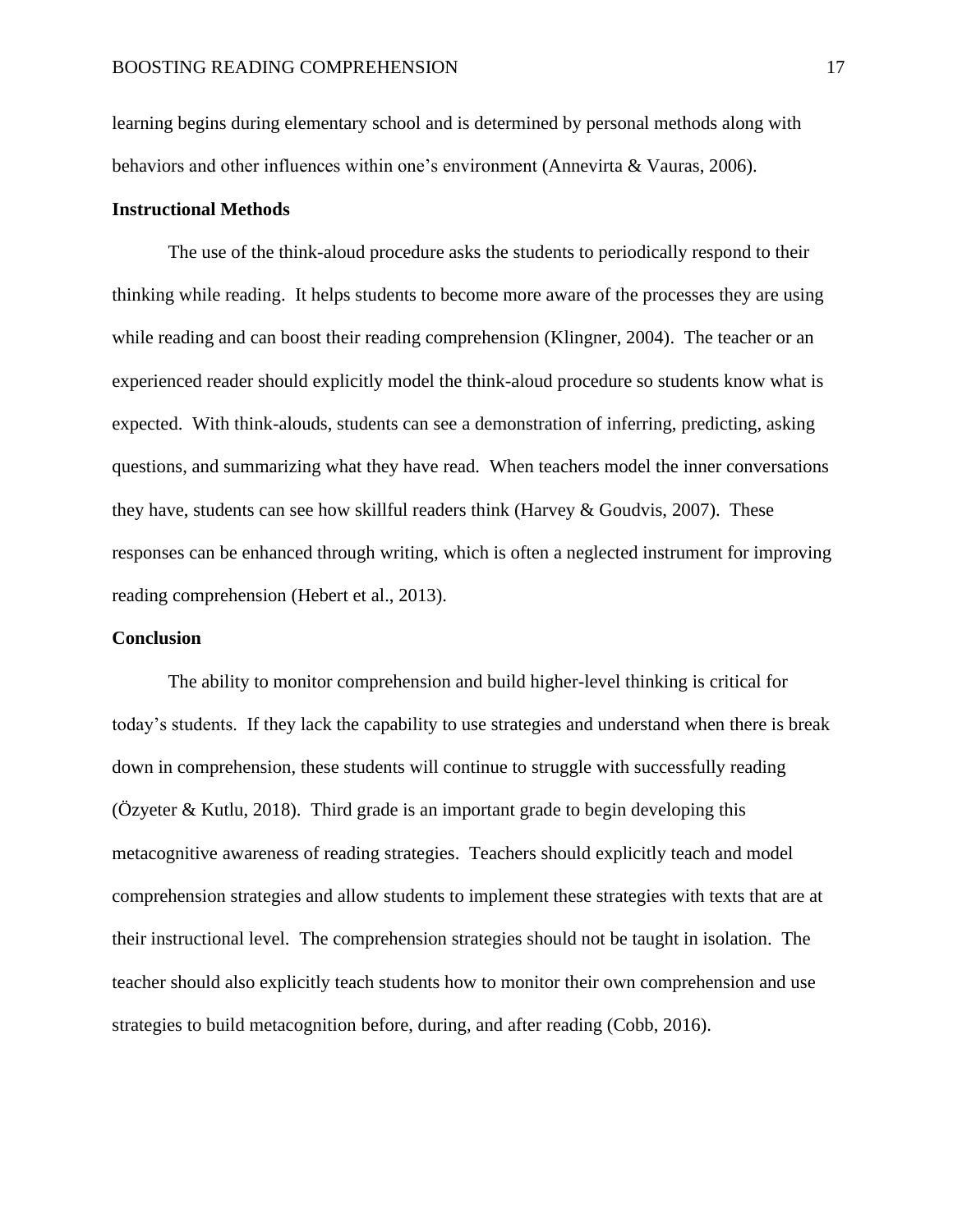learning begins during elementary school and is determined by personal methods along with behaviors and other influences within one's environment (Annevirta & Vauras, 2006).

**Instructional Methods**

The use of the think-aloud procedure asks the students to periodically respond to their thinking while reading. It helps students to become more aware of the processes they are using while reading and can boost their reading comprehension (Klingner, 2004). The teacher or an experienced reader should explicitly model the think-aloud procedure so students know what is expected. With think-alouds, students can see a demonstration of inferring, predicting, asking questions, and summarizing what they have read. When teachers model the inner conversations they have, students can see how skillful readers think (Harvey & Goudvis, 2007). These responses can be enhanced through writing, which is often a neglected instrument for improving reading comprehension (Hebert et al., 2013).

**Conclusion**

The ability to monitor comprehension and build higher-level thinking is critical for today's students. If they lack the capability to use strategies and understand when there is break down in comprehension, these students will continue to struggle with successfully reading (Özyeter & Kutlu, 2018). Third grade is an important grade to begin developing this metacognitive awareness of reading strategies. Teachers should explicitly teach and model comprehension strategies and allow students to implement these strategies with texts that are at their instructional level. The comprehension strategies should not be taught in isolation. The teacher should also explicitly teach students how to monitor their own comprehension and use strategies to build metacognition before, during, and after reading (Cobb, 2016).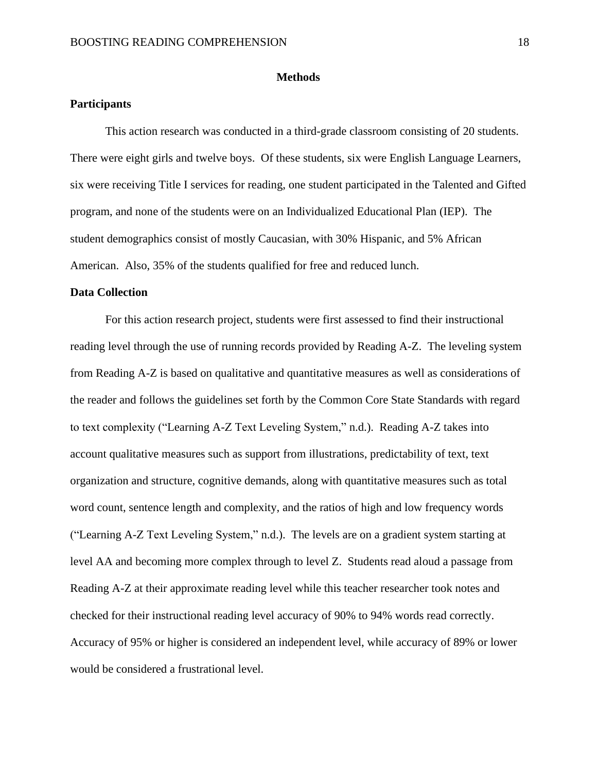# Methods

## Participants

This action research was conducted in a third-grade classroom consisting of 20 students. There were eight girls and twelve boys. Of these students, six were English Language Learners, six were receiving Title I services for reading, one student participated in the Talented and Gifted program, and none of the students were on an Individualized Educational Plan (IEP). The student demographics consist of mostly Caucasian, with 30% Hispanic, and 5% African American. Also, 35% of the students qualified for free and reduced lunch.

## Data Collection

For this action research project, students were first assessed to find their instructional reading level through the use of running records provided by Reading A-Z. The leveling system from Reading A-Z is based on qualitative and quantitative measures as well as considerations of the reader and follows the guidelines set forth by the Common Core State Standards with regard to text complexity ("Learning A-Z Text Leveling System," n.d.). Reading A-Z takes into account qualitative measures such as support from illustrations, predictability of text, text organization and structure, cognitive demands, along with quantitative measures such as total word count, sentence length and complexity, and the ratios of high and low frequency words ("Learning A-Z Text Leveling System," n.d.). The levels are on a gradient system starting at level AA and becoming more complex through to level Z. Students read aloud a passage from Reading A-Z at their approximate reading level while this teacher researcher took notes and checked for their instructional reading level accuracy of 90% to 94% words read correctly. Accuracy of 95% or higher is considered an independent level, while accuracy of 89% or lower would be considered a frustrational level.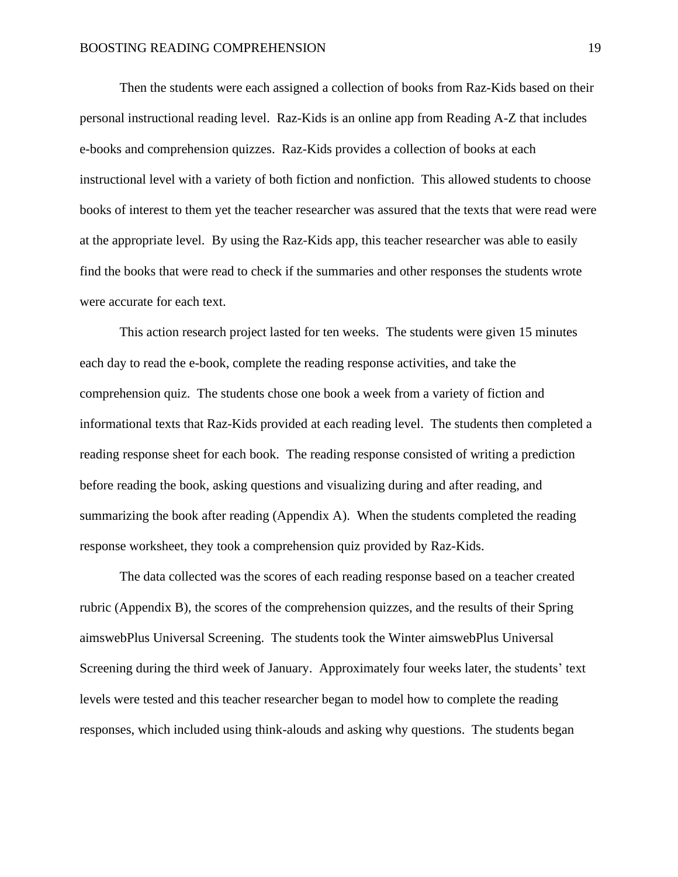Then the students were each assigned a collection of books from Raz-Kids based on their personal instructional reading level. Raz-Kids is an online app from Reading A-Z that includes e-books and comprehension quizzes. Raz-Kids provides a collection of books at each instructional level with a variety of both fiction and nonfiction. This allowed students to choose books of interest to them yet the teacher researcher was assured that the texts that were read were at the appropriate level. By using the Raz-Kids app, this teacher researcher was able to easily find the books that were read to check if the summaries and other responses the students wrote were accurate for each text.

This action research project lasted for ten weeks. The students were given 15 minutes each day to read the e-book, complete the reading response activities, and take the comprehension quiz. The students chose one book a week from a variety of fiction and informational texts that Raz-Kids provided at each reading level. The students then completed a reading response sheet for each book. The reading response consisted of writing a prediction before reading the book, asking questions and visualizing during and after reading, and summarizing the book after reading (Appendix A). When the students completed the reading response worksheet, they took a comprehension quiz provided by Raz-Kids.

The data collected was the scores of each reading response based on a teacher created rubric (Appendix B), the scores of the comprehension quizzes, and the results of their Spring aimswebPlus Universal Screening. The students took the Winter aimswebPlus Universal Screening during the third week of January. Approximately four weeks later, the students' text levels were tested and this teacher researcher began to model how to complete the reading responses, which included using think-alouds and asking why questions. The students began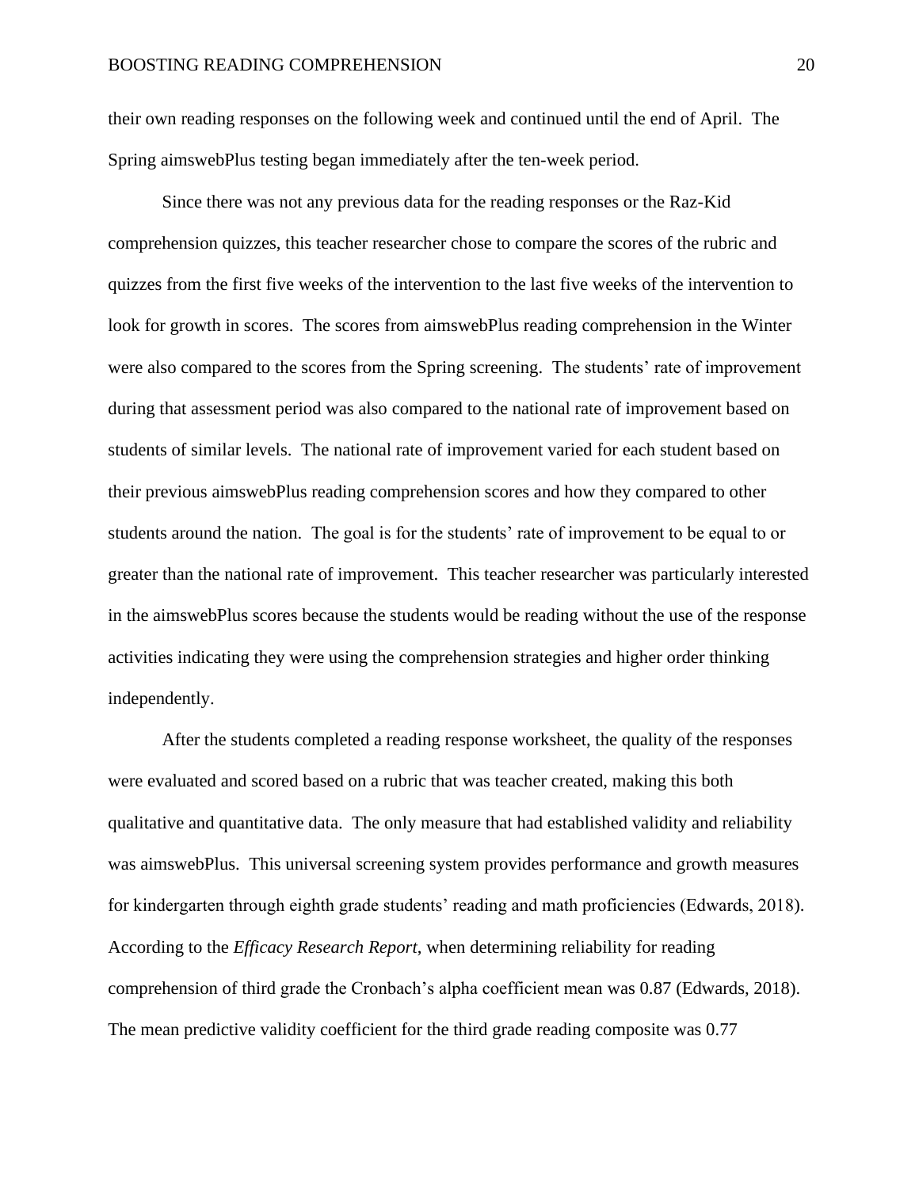their own reading responses on the following week and continued until the end of April. The Spring aimswebPlus testing began immediately after the ten-week period.

Since there was not any previous data for the reading responses or the Raz-Kid comprehension quizzes, this teacher researcher chose to compare the scores of the rubric and quizzes from the first five weeks of the intervention to the last five weeks of the intervention to look for growth in scores. The scores from aimswebPlus reading comprehension in the Winter were also compared to the scores from the Spring screening. The students' rate of improvement during that assessment period was also compared to the national rate of improvement based on students of similar levels. The national rate of improvement varied for each student based on their previous aimswebPlus reading comprehension scores and how they compared to other students around the nation. The goal is for the students' rate of improvement to be equal to or greater than the national rate of improvement. This teacher researcher was particularly interested in the aimswebPlus scores because the students would be reading without the use of the response activities indicating they were using the comprehension strategies and higher order thinking independently.

After the students completed a reading response worksheet, the quality of the responses were evaluated and scored based on a rubric that was teacher created, making this both qualitative and quantitative data. The only measure that had established validity and reliability was aimswebPlus. This universal screening system provides performance and growth measures for kindergarten through eighth grade students' reading and math proficiencies (Edwards, 2018). According to the *Efficacy Research Report*, when determining reliability for reading comprehension of third grade the Cronbach's alpha coefficient mean was 0.87 (Edwards, 2018). The mean predictive validity coefficient for the third grade reading composite was 0.77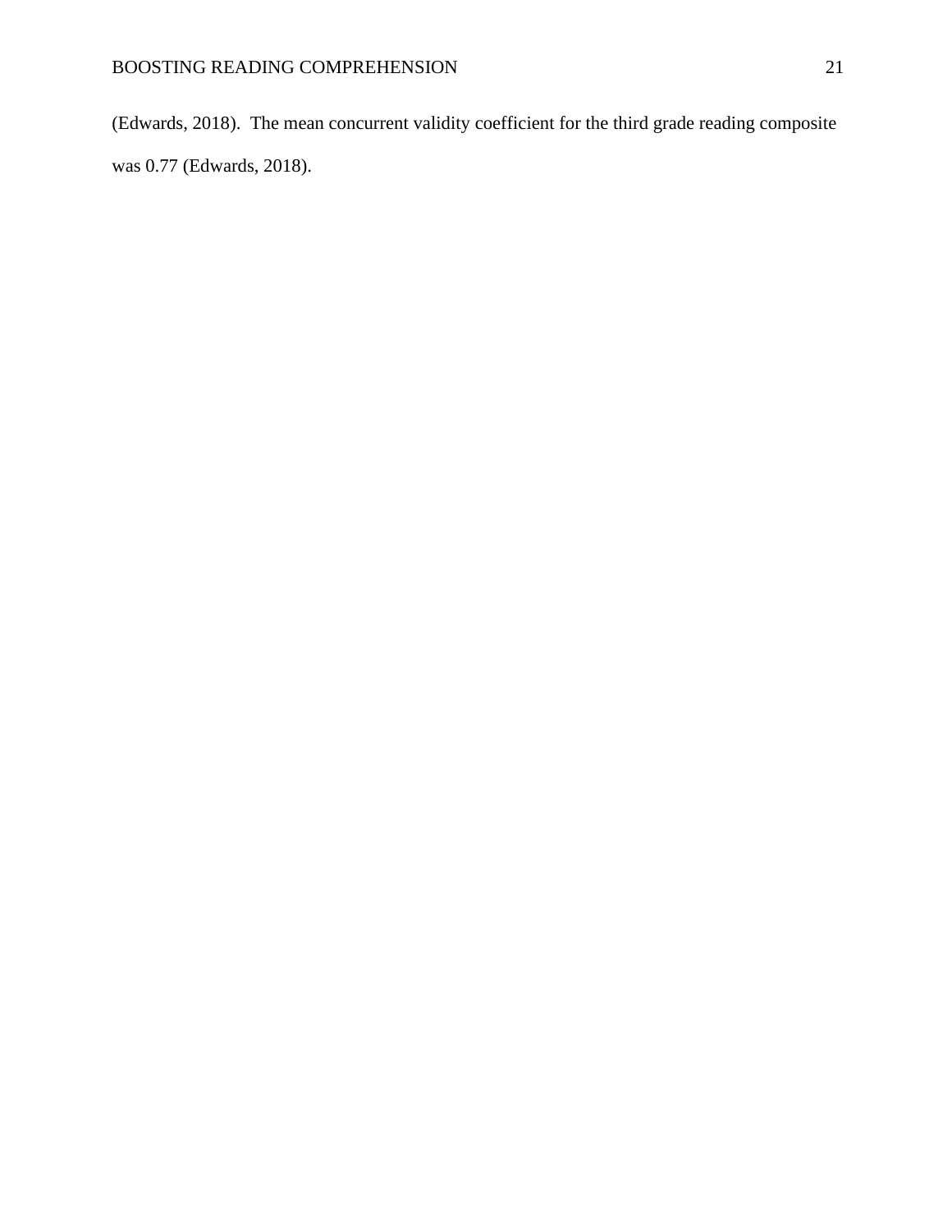(Edwards, 2018).  The mean concurrent validity coefficient for the third grade reading composite was 0.77 (Edwards, 2018).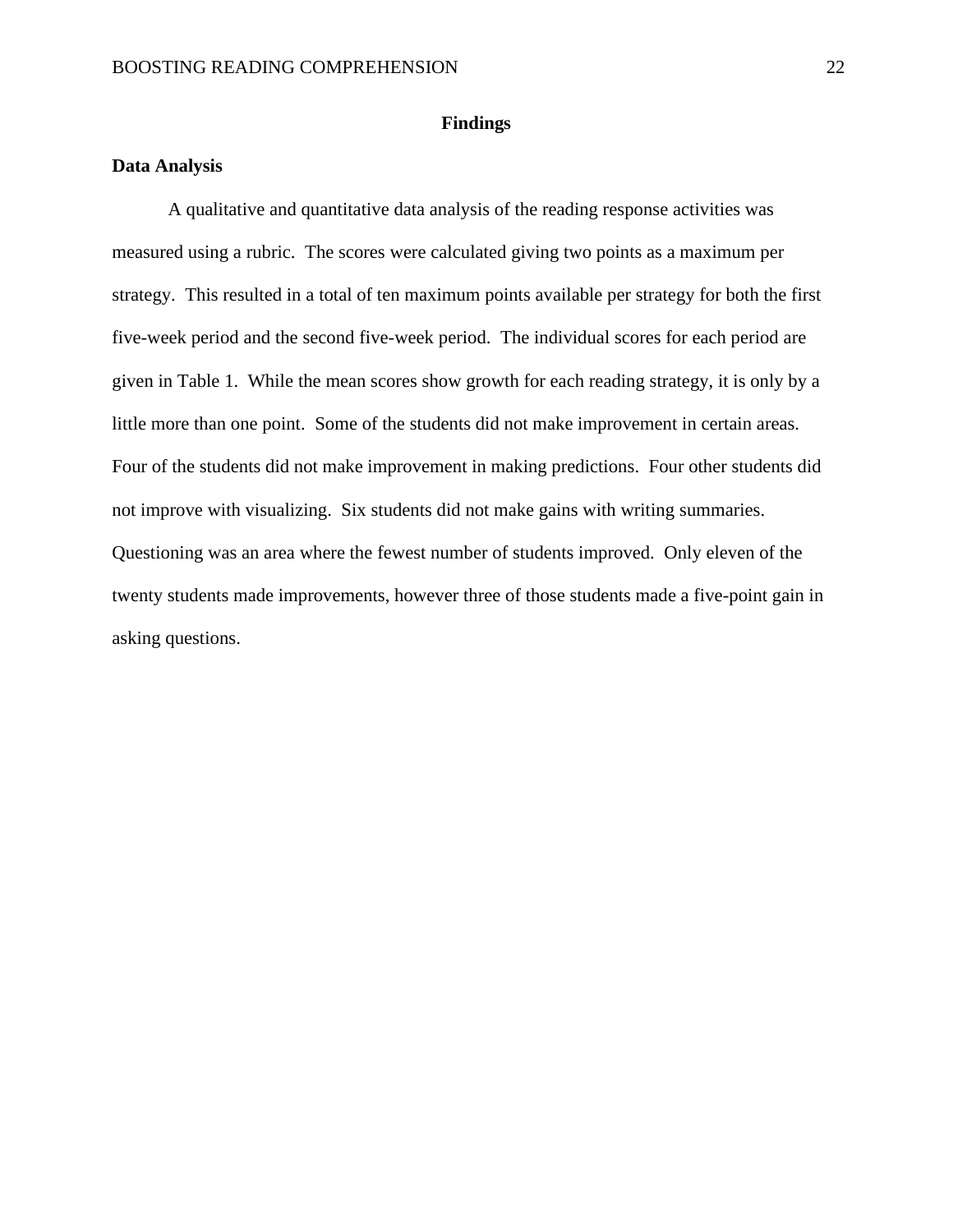## Findings

### Data Analysis

A qualitative and quantitative data analysis of the reading response activities was measured using a rubric. The scores were calculated giving two points as a maximum per strategy. This resulted in a total of ten maximum points available per strategy for both the first five-week period and the second five-week period. The individual scores for each period are given in Table 1. While the mean scores show growth for each reading strategy, it is only by a little more than one point. Some of the students did not make improvement in certain areas. Four of the students did not make improvement in making predictions. Four other students did not improve with visualizing. Six students did not make gains with writing summaries. Questioning was an area where the fewest number of students improved. Only eleven of the twenty students made improvements, however three of those students made a five-point gain in asking questions.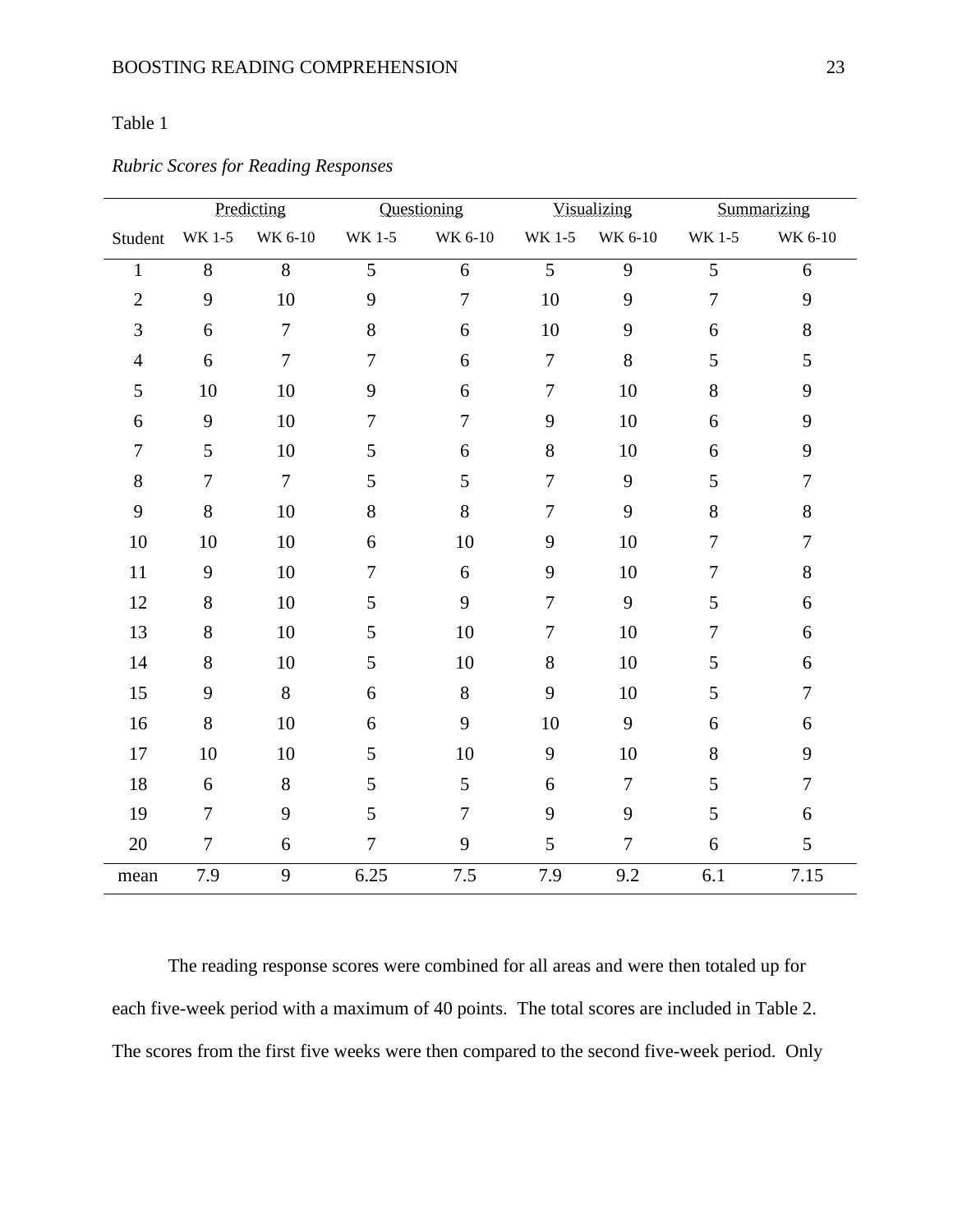Table 1

*Rubric Scores for Reading Responses*

| | Predicting | | Questioning | | Visualizing | | Summarizing | |
|---|---|---|---|---|---|---|---|---|
| Student | WK 1-5 | WK 6-10 | WK 1-5 | WK 6-10 | WK 1-5 | WK 6-10 | WK 1-5 | WK 6-10 |
| 1 | 8 | 8 | 5 | 6 | 5 | 9 | 5 | 6 |
| 2 | 9 | 10 | 9 | 7 | 10 | 9 | 7 | 9 |
| 3 | 6 | 7 | 8 | 6 | 10 | 9 | 6 | 8 |
| 4 | 6 | 7 | 7 | 6 | 7 | 8 | 5 | 5 |
| 5 | 10 | 10 | 9 | 6 | 7 | 10 | 8 | 9 |
| 6 | 9 | 10 | 7 | 7 | 9 | 10 | 6 | 9 |
| 7 | 5 | 10 | 5 | 6 | 8 | 10 | 6 | 9 |
| 8 | 7 | 7 | 5 | 5 | 7 | 9 | 5 | 7 |
| 9 | 8 | 10 | 8 | 8 | 7 | 9 | 8 | 8 |
| 10 | 10 | 10 | 6 | 10 | 9 | 10 | 7 | 7 |
| 11 | 9 | 10 | 7 | 6 | 9 | 10 | 7 | 8 |
| 12 | 8 | 10 | 5 | 9 | 7 | 9 | 5 | 6 |
| 13 | 8 | 10 | 5 | 10 | 7 | 10 | 7 | 6 |
| 14 | 8 | 10 | 5 | 10 | 8 | 10 | 5 | 6 |
| 15 | 9 | 8 | 6 | 8 | 9 | 10 | 5 | 7 |
| 16 | 8 | 10 | 6 | 9 | 10 | 9 | 6 | 6 |
| 17 | 10 | 10 | 5 | 10 | 9 | 10 | 8 | 9 |
| 18 | 6 | 8 | 5 | 5 | 6 | 7 | 5 | 7 |
| 19 | 7 | 9 | 5 | 7 | 9 | 9 | 5 | 6 |
| 20 | 7 | 6 | 7 | 9 | 5 | 7 | 6 | 5 |
| mean | 7.9 | 9 | 6.25 | 7.5 | 7.9 | 9.2 | 6.1 | 7.15 |

The reading response scores were combined for all areas and were then totaled up for each five-week period with a maximum of 40 points. The total scores are included in Table 2. The scores from the first five weeks were then compared to the second five-week period. Only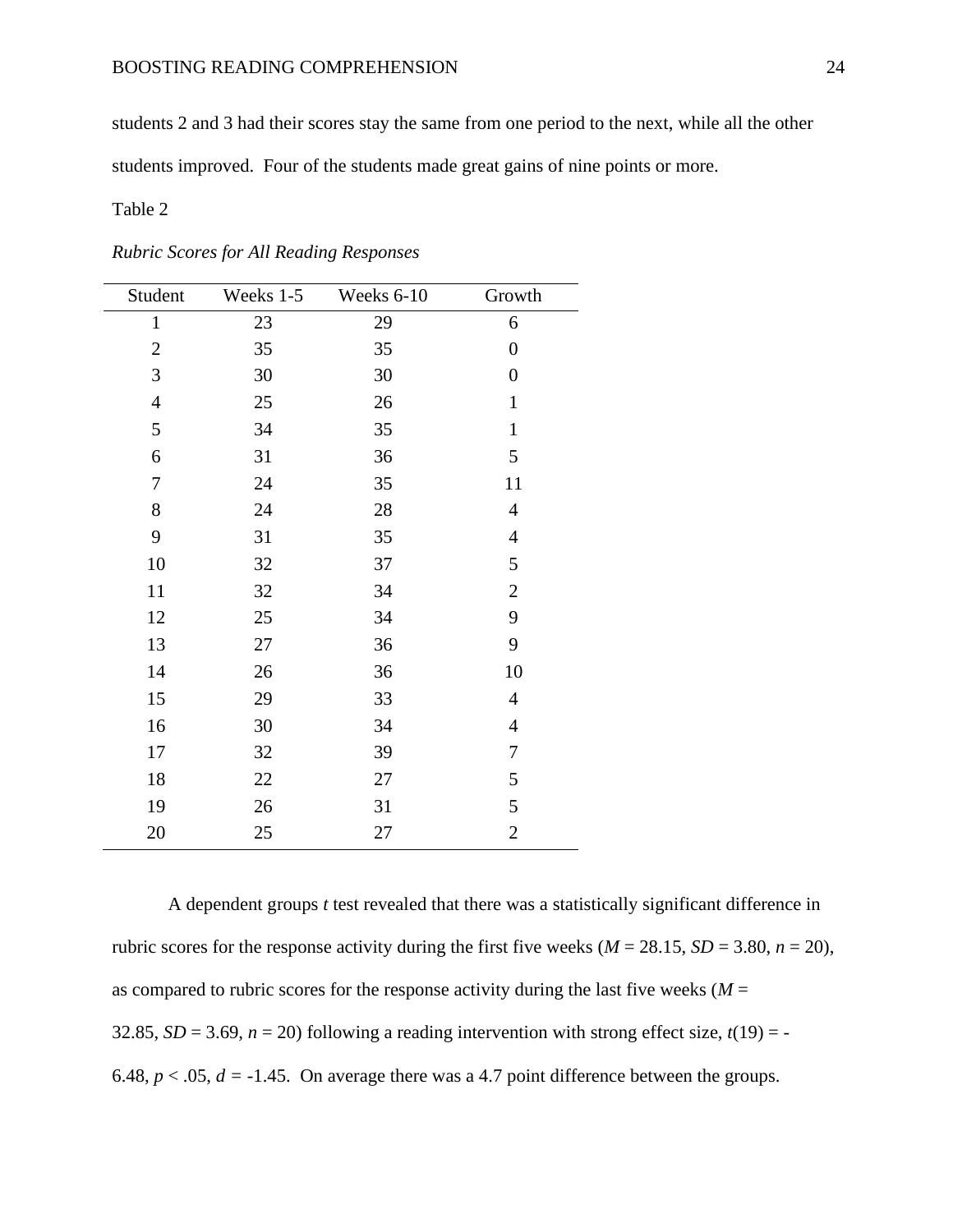students 2 and 3 had their scores stay the same from one period to the next, while all the other students improved. Four of the students made great gains of nine points or more.

Table 2

*Rubric Scores for All Reading Responses*

| Student | Weeks 1-5 | Weeks 6-10 | Growth |
|---|---|---|---|
| 1 | 23 | 29 | 6 |
| 2 | 35 | 35 | 0 |
| 3 | 30 | 30 | 0 |
| 4 | 25 | 26 | 1 |
| 5 | 34 | 35 | 1 |
| 6 | 31 | 36 | 5 |
| 7 | 24 | 35 | 11 |
| 8 | 24 | 28 | 4 |
| 9 | 31 | 35 | 4 |
| 10 | 32 | 37 | 5 |
| 11 | 32 | 34 | 2 |
| 12 | 25 | 34 | 9 |
| 13 | 27 | 36 | 9 |
| 14 | 26 | 36 | 10 |
| 15 | 29 | 33 | 4 |
| 16 | 30 | 34 | 4 |
| 17 | 32 | 39 | 7 |
| 18 | 22 | 27 | 5 |
| 19 | 26 | 31 | 5 |
| 20 | 25 | 27 | 2 |

A dependent groups $t$ test revealed that there was a statistically significant difference in rubric scores for the response activity during the first five weeks ($M$ = 28.15, $SD$ = 3.80, $n$ = 20), as compared to rubric scores for the response activity during the last five weeks ($M$ = 32.85, $SD$ = 3.69, $n$ = 20) following a reading intervention with strong effect size, $t(19) = -6.48$, $p < .05$, $d = -1.45$. On average there was a 4.7 point difference between the groups.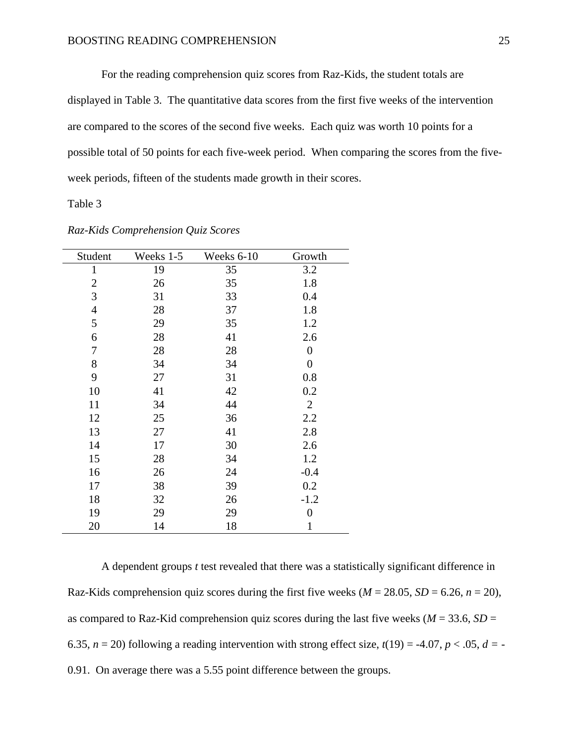For the reading comprehension quiz scores from Raz-Kids, the student totals are displayed in Table 3. The quantitative data scores from the first five weeks of the intervention are compared to the scores of the second five weeks. Each quiz was worth 10 points for a possible total of 50 points for each five-week period. When comparing the scores from the five-week periods, fifteen of the students made growth in their scores.

Table 3

*Raz-Kids Comprehension Quiz Scores*

| Student | Weeks 1-5 | Weeks 6-10 | Growth |
|---|---|---|---|
| 1 | 19 | 35 | 3.2 |
| 2 | 26 | 35 | 1.8 |
| 3 | 31 | 33 | 0.4 |
| 4 | 28 | 37 | 1.8 |
| 5 | 29 | 35 | 1.2 |
| 6 | 28 | 41 | 2.6 |
| 7 | 28 | 28 | 0 |
| 8 | 34 | 34 | 0 |
| 9 | 27 | 31 | 0.8 |
| 10 | 41 | 42 | 0.2 |
| 11 | 34 | 44 | 2 |
| 12 | 25 | 36 | 2.2 |
| 13 | 27 | 41 | 2.8 |
| 14 | 17 | 30 | 2.6 |
| 15 | 28 | 34 | 1.2 |
| 16 | 26 | 24 | -0.4 |
| 17 | 38 | 39 | 0.2 |
| 18 | 32 | 26 | -1.2 |
| 19 | 29 | 29 | 0 |
| 20 | 14 | 18 | 1 |

A dependent groups *t* test revealed that there was a statistically significant difference in Raz-Kids comprehension quiz scores during the first five weeks ($M$ = 28.05, $SD$ = 6.26, $n$ = 20), as compared to Raz-Kid comprehension quiz scores during the last five weeks ($M$ = 33.6, $SD$ = 6.35, $n$ = 20) following a reading intervention with strong effect size, $t(19) = -4.07$, $p < .05$, $d = -0.91$. On average there was a 5.55 point difference between the groups.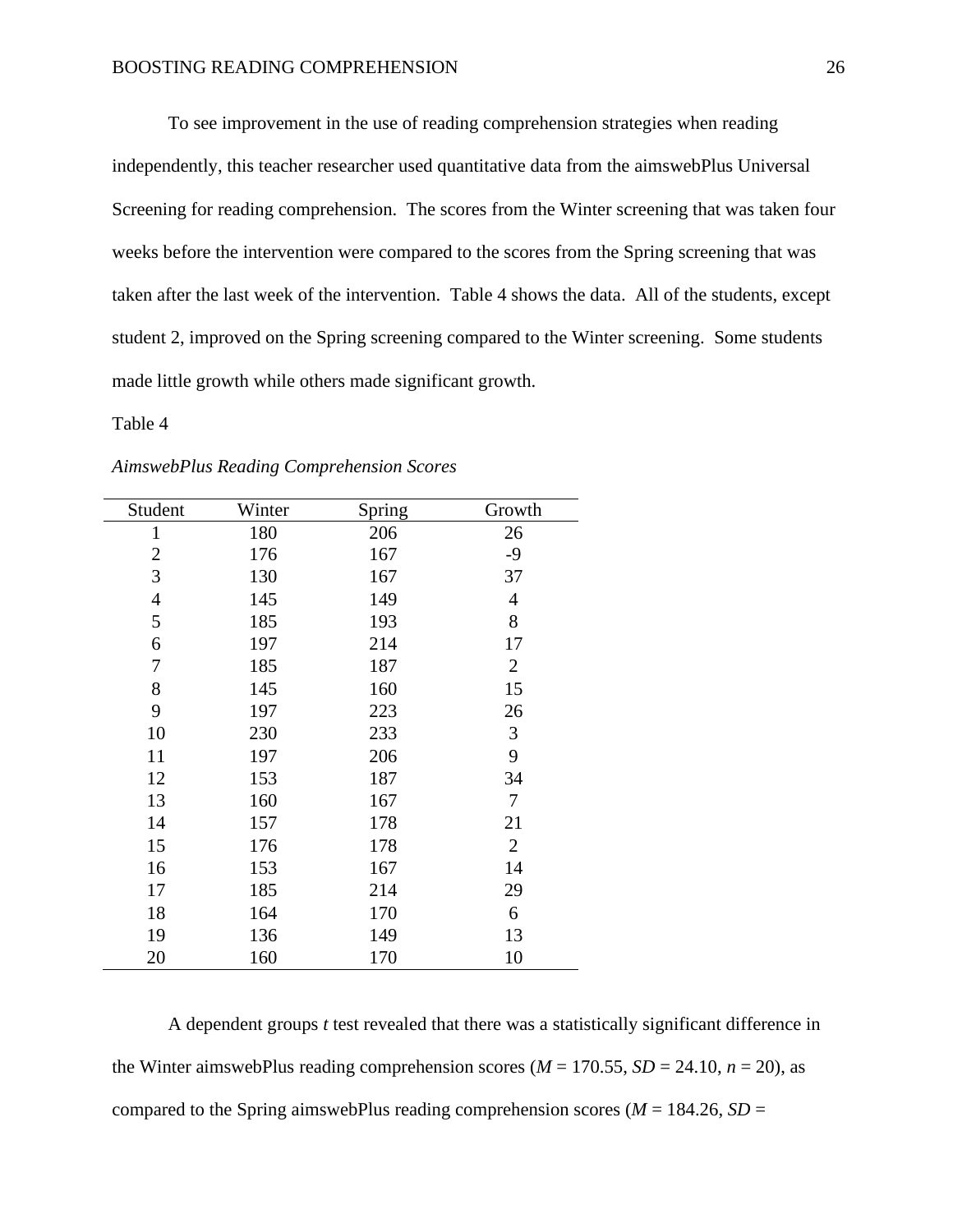To see improvement in the use of reading comprehension strategies when reading independently, this teacher researcher used quantitative data from the aimswebPlus Universal Screening for reading comprehension. The scores from the Winter screening that was taken four weeks before the intervention were compared to the scores from the Spring screening that was taken after the last week of the intervention. Table 4 shows the data. All of the students, except student 2, improved on the Spring screening compared to the Winter screening. Some students made little growth while others made significant growth.

Table 4

*AimswebPlus Reading Comprehension Scores*

| Student | Winter | Spring | Growth |
|---|---|---|---|
| 1 | 180 | 206 | 26 |
| 2 | 176 | 167 | -9 |
| 3 | 130 | 167 | 37 |
| 4 | 145 | 149 | 4 |
| 5 | 185 | 193 | 8 |
| 6 | 197 | 214 | 17 |
| 7 | 185 | 187 | 2 |
| 8 | 145 | 160 | 15 |
| 9 | 197 | 223 | 26 |
| 10 | 230 | 233 | 3 |
| 11 | 197 | 206 | 9 |
| 12 | 153 | 187 | 34 |
| 13 | 160 | 167 | 7 |
| 14 | 157 | 178 | 21 |
| 15 | 176 | 178 | 2 |
| 16 | 153 | 167 | 14 |
| 17 | 185 | 214 | 29 |
| 18 | 164 | 170 | 6 |
| 19 | 136 | 149 | 13 |
| 20 | 160 | 170 | 10 |

A dependent groups *t* test revealed that there was a statistically significant difference in the Winter aimswebPlus reading comprehension scores ($M$ = 170.55, $SD$ = 24.10, $n$ = 20), as compared to the Spring aimswebPlus reading comprehension scores ($M$ = 184.26, $SD$ =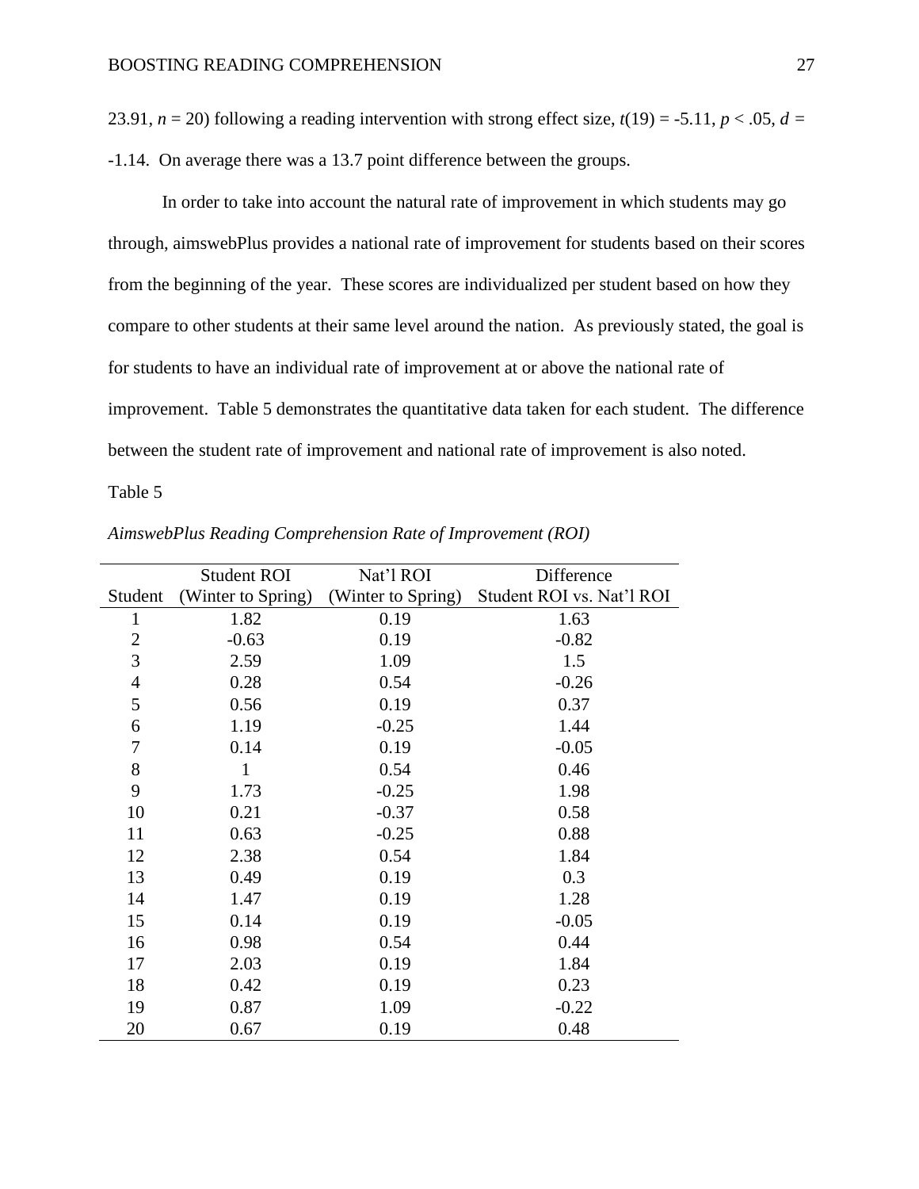23.91, $n = 20$) following a reading intervention with strong effect size, $t(19) = -5.11$, $p < .05$, $d = -1.14$. On average there was a 13.7 point difference between the groups.

In order to take into account the natural rate of improvement in which students may go through, aimswebPlus provides a national rate of improvement for students based on their scores from the beginning of the year. These scores are individualized per student based on how they compare to other students at their same level around the nation. As previously stated, the goal is for students to have an individual rate of improvement at or above the national rate of improvement. Table 5 demonstrates the quantitative data taken for each student. The difference between the student rate of improvement and national rate of improvement is also noted.

Table 5

*AimswebPlus Reading Comprehension Rate of Improvement (ROI)*

| Student | Student ROI (Winter to Spring) | Nat'l ROI (Winter to Spring) | Difference Student ROI vs. Nat'l ROI |
|---|---|---|---|
| 1 | 1.82 | 0.19 | 1.63 |
| 2 | -0.63 | 0.19 | -0.82 |
| 3 | 2.59 | 1.09 | 1.5 |
| 4 | 0.28 | 0.54 | -0.26 |
| 5 | 0.56 | 0.19 | 0.37 |
| 6 | 1.19 | -0.25 | 1.44 |
| 7 | 0.14 | 0.19 | -0.05 |
| 8 | 1 | 0.54 | 0.46 |
| 9 | 1.73 | -0.25 | 1.98 |
| 10 | 0.21 | -0.37 | 0.58 |
| 11 | 0.63 | -0.25 | 0.88 |
| 12 | 2.38 | 0.54 | 1.84 |
| 13 | 0.49 | 0.19 | 0.3 |
| 14 | 1.47 | 0.19 | 1.28 |
| 15 | 0.14 | 0.19 | -0.05 |
| 16 | 0.98 | 0.54 | 0.44 |
| 17 | 2.03 | 0.19 | 1.84 |
| 18 | 0.42 | 0.19 | 0.23 |
| 19 | 0.87 | 1.09 | -0.22 |
| 20 | 0.67 | 0.19 | 0.48 |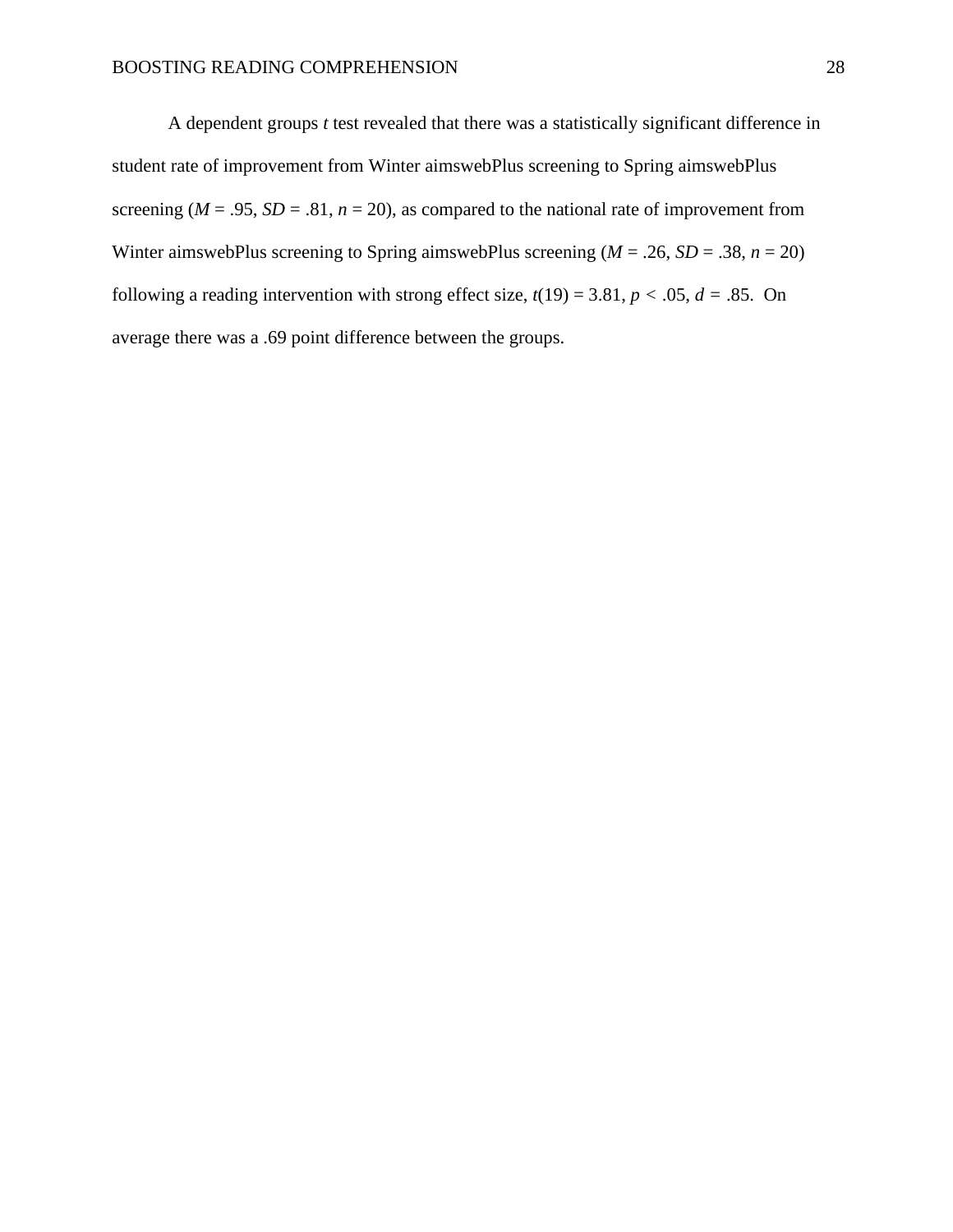A dependent groups *t* test revealed that there was a statistically significant difference in student rate of improvement from Winter aimswebPlus screening to Spring aimswebPlus screening ($M$ = .95, $SD$ = .81, $n$ = 20), as compared to the national rate of improvement from Winter aimswebPlus screening to Spring aimswebPlus screening ($M$ = .26, $SD$ = .38, $n$ = 20) following a reading intervention with strong effect size, $t(19) = 3.81$, $p < .05$, $d$ = .85. On average there was a .69 point difference between the groups.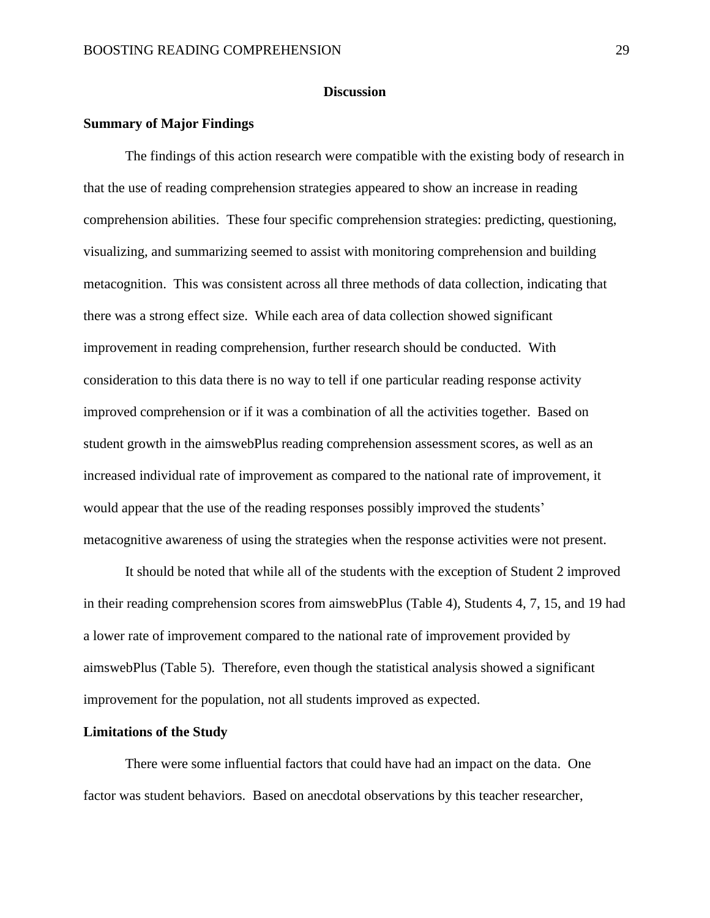# Discussion

## Summary of Major Findings

The findings of this action research were compatible with the existing body of research in that the use of reading comprehension strategies appeared to show an increase in reading comprehension abilities. These four specific comprehension strategies: predicting, questioning, visualizing, and summarizing seemed to assist with monitoring comprehension and building metacognition. This was consistent across all three methods of data collection, indicating that there was a strong effect size. While each area of data collection showed significant improvement in reading comprehension, further research should be conducted. With consideration to this data there is no way to tell if one particular reading response activity improved comprehension or if it was a combination of all the activities together. Based on student growth in the aimswebPlus reading comprehension assessment scores, as well as an increased individual rate of improvement as compared to the national rate of improvement, it would appear that the use of the reading responses possibly improved the students' metacognitive awareness of using the strategies when the response activities were not present.

It should be noted that while all of the students with the exception of Student 2 improved in their reading comprehension scores from aimswebPlus (Table 4), Students 4, 7, 15, and 19 had a lower rate of improvement compared to the national rate of improvement provided by aimswebPlus (Table 5). Therefore, even though the statistical analysis showed a significant improvement for the population, not all students improved as expected.

## Limitations of the Study

There were some influential factors that could have had an impact on the data. One factor was student behaviors. Based on anecdotal observations by this teacher researcher,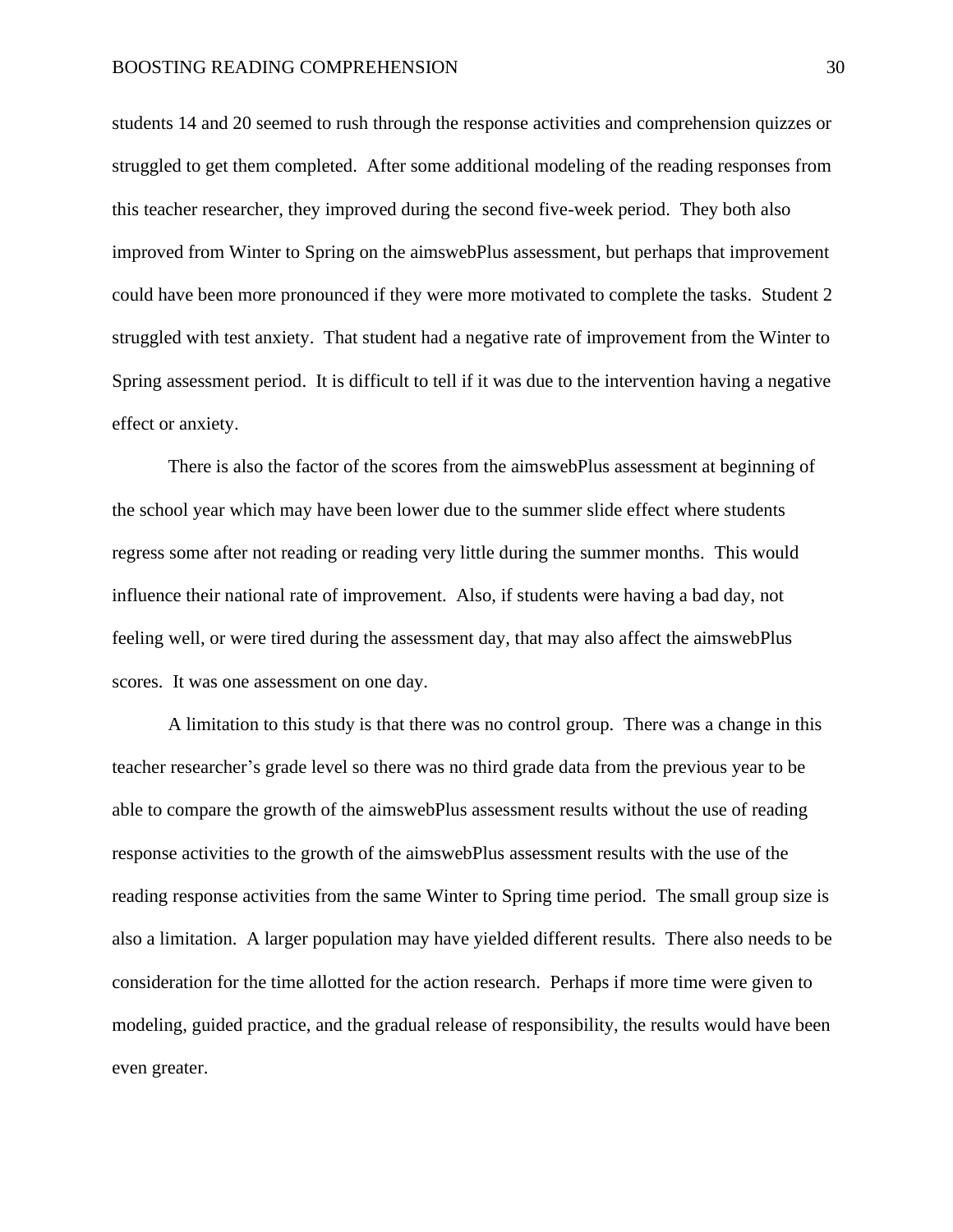students 14 and 20 seemed to rush through the response activities and comprehension quizzes or struggled to get them completed. After some additional modeling of the reading responses from this teacher researcher, they improved during the second five-week period. They both also improved from Winter to Spring on the aimswebPlus assessment, but perhaps that improvement could have been more pronounced if they were more motivated to complete the tasks. Student 2 struggled with test anxiety. That student had a negative rate of improvement from the Winter to Spring assessment period. It is difficult to tell if it was due to the intervention having a negative effect or anxiety.

There is also the factor of the scores from the aimswebPlus assessment at beginning of the school year which may have been lower due to the summer slide effect where students regress some after not reading or reading very little during the summer months. This would influence their national rate of improvement. Also, if students were having a bad day, not feeling well, or were tired during the assessment day, that may also affect the aimswebPlus scores. It was one assessment on one day.

A limitation to this study is that there was no control group. There was a change in this teacher researcher's grade level so there was no third grade data from the previous year to be able to compare the growth of the aimswebPlus assessment results without the use of reading response activities to the growth of the aimswebPlus assessment results with the use of the reading response activities from the same Winter to Spring time period. The small group size is also a limitation. A larger population may have yielded different results. There also needs to be consideration for the time allotted for the action research. Perhaps if more time were given to modeling, guided practice, and the gradual release of responsibility, the results would have been even greater.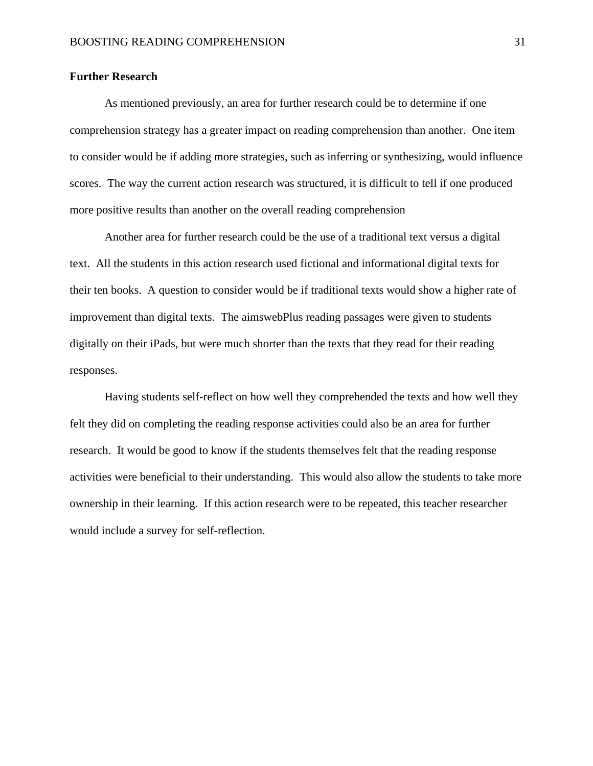**Further Research**

As mentioned previously, an area for further research could be to determine if one comprehension strategy has a greater impact on reading comprehension than another. One item to consider would be if adding more strategies, such as inferring or synthesizing, would influence scores. The way the current action research was structured, it is difficult to tell if one produced more positive results than another on the overall reading comprehension

Another area for further research could be the use of a traditional text versus a digital text. All the students in this action research used fictional and informational digital texts for their ten books. A question to consider would be if traditional texts would show a higher rate of improvement than digital texts. The aimswebPlus reading passages were given to students digitally on their iPads, but were much shorter than the texts that they read for their reading responses.

Having students self-reflect on how well they comprehended the texts and how well they felt they did on completing the reading response activities could also be an area for further research. It would be good to know if the students themselves felt that the reading response activities were beneficial to their understanding. This would also allow the students to take more ownership in their learning. If this action research were to be repeated, this teacher researcher would include a survey for self-reflection.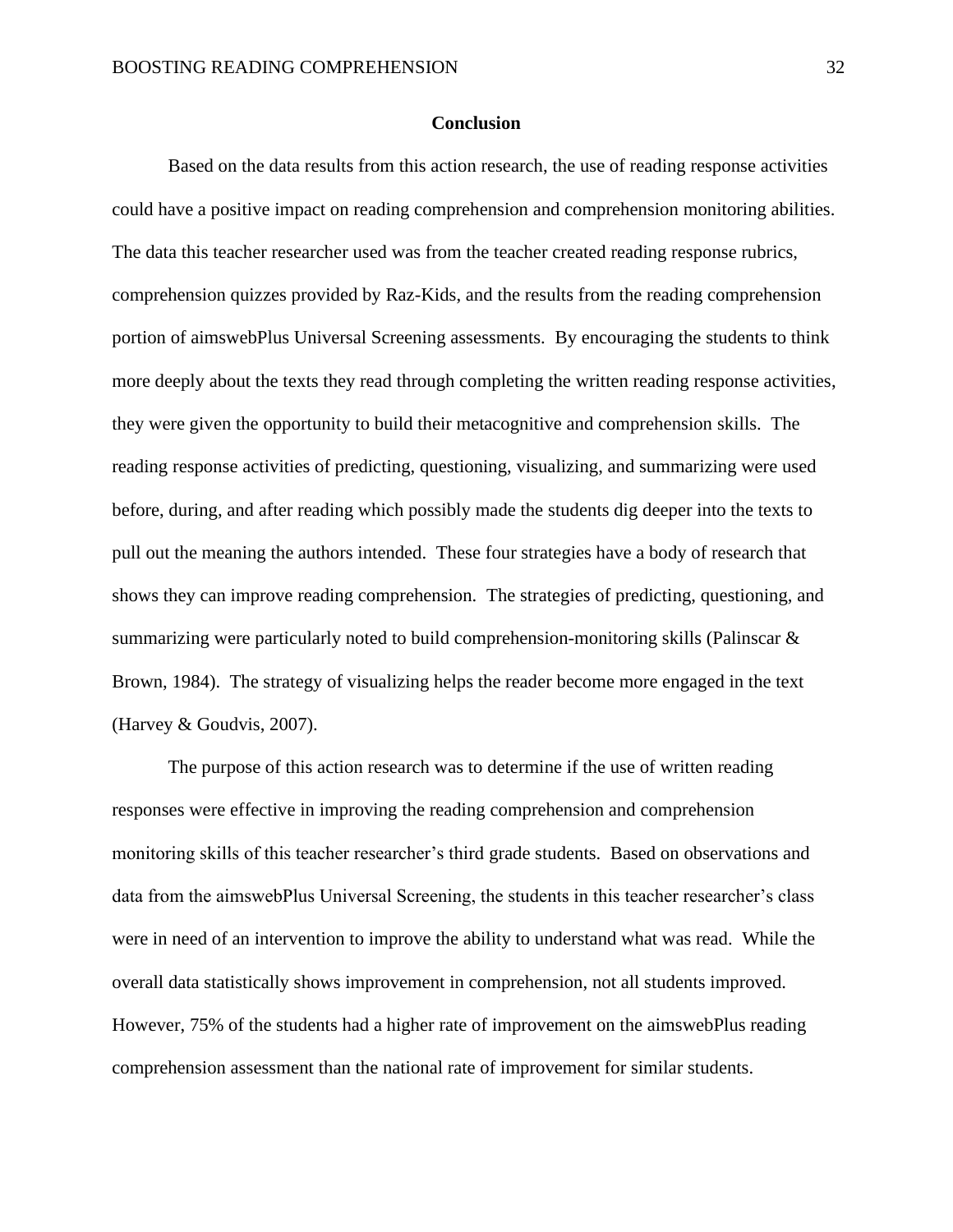## Conclusion

Based on the data results from this action research, the use of reading response activities could have a positive impact on reading comprehension and comprehension monitoring abilities. The data this teacher researcher used was from the teacher created reading response rubrics, comprehension quizzes provided by Raz-Kids, and the results from the reading comprehension portion of aimswebPlus Universal Screening assessments. By encouraging the students to think more deeply about the texts they read through completing the written reading response activities, they were given the opportunity to build their metacognitive and comprehension skills. The reading response activities of predicting, questioning, visualizing, and summarizing were used before, during, and after reading which possibly made the students dig deeper into the texts to pull out the meaning the authors intended. These four strategies have a body of research that shows they can improve reading comprehension. The strategies of predicting, questioning, and summarizing were particularly noted to build comprehension-monitoring skills (Palinscar & Brown, 1984). The strategy of visualizing helps the reader become more engaged in the text (Harvey & Goudvis, 2007).

The purpose of this action research was to determine if the use of written reading responses were effective in improving the reading comprehension and comprehension monitoring skills of this teacher researcher's third grade students. Based on observations and data from the aimswebPlus Universal Screening, the students in this teacher researcher's class were in need of an intervention to improve the ability to understand what was read. While the overall data statistically shows improvement in comprehension, not all students improved. However, 75% of the students had a higher rate of improvement on the aimswebPlus reading comprehension assessment than the national rate of improvement for similar students.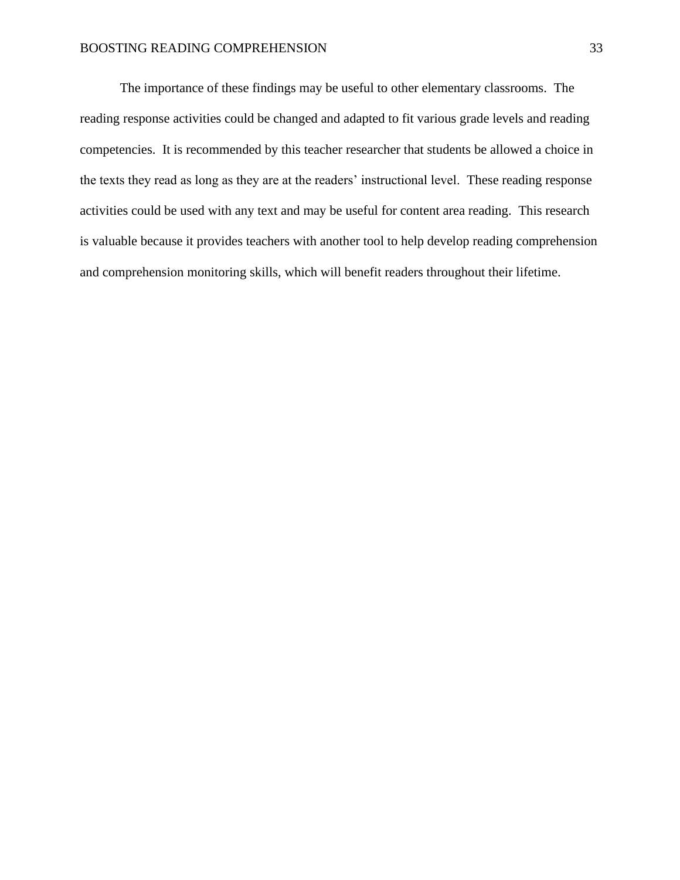The importance of these findings may be useful to other elementary classrooms. The reading response activities could be changed and adapted to fit various grade levels and reading competencies. It is recommended by this teacher researcher that students be allowed a choice in the texts they read as long as they are at the readers' instructional level. These reading response activities could be used with any text and may be useful for content area reading. This research is valuable because it provides teachers with another tool to help develop reading comprehension and comprehension monitoring skills, which will benefit readers throughout their lifetime.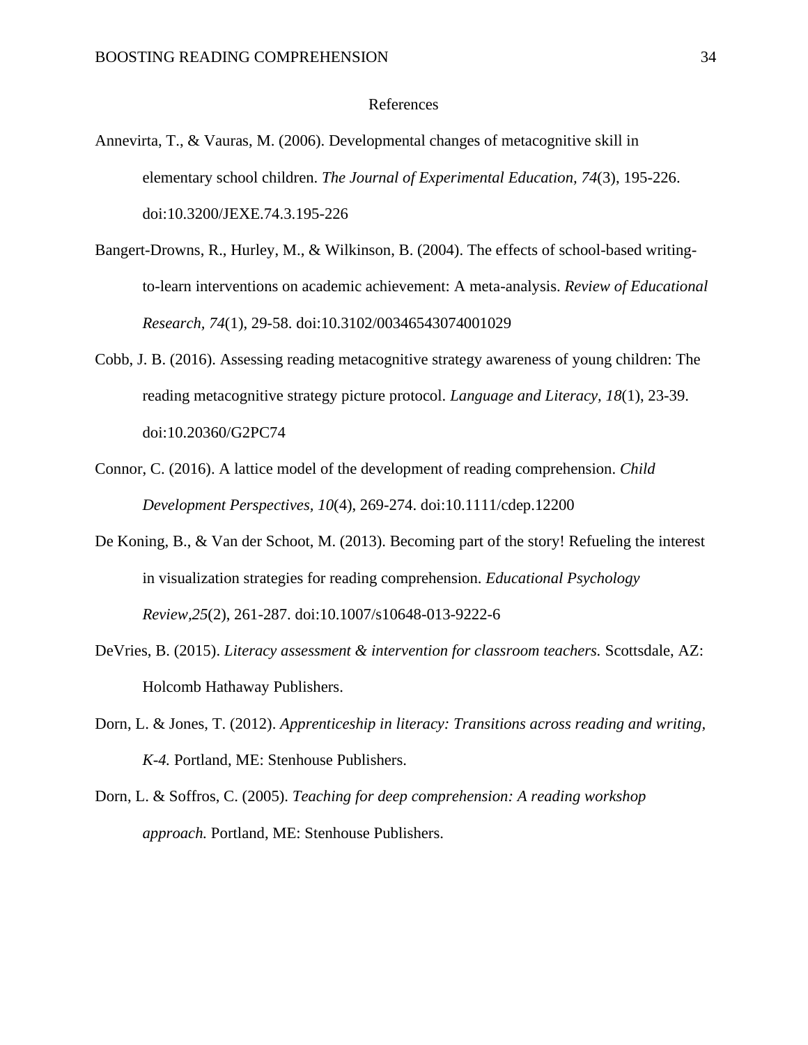# References

Annevirta, T., & Vauras, M. (2006). Developmental changes of metacognitive skill in elementary school children. *The Journal of Experimental Education*, *74*(3), 195-226. doi:10.3200/JEXE.74.3.195-226

Bangert-Drowns, R., Hurley, M., & Wilkinson, B. (2004). The effects of school-based writing-to-learn interventions on academic achievement: A meta-analysis. *Review of Educational Research, 74*(1), 29-58. doi:10.3102/00346543074001029

Cobb, J. B. (2016). Assessing reading metacognitive strategy awareness of young children: The reading metacognitive strategy picture protocol. *Language and Literacy, 18*(1), 23-39. doi:10.20360/G2PC74

Connor, C. (2016). A lattice model of the development of reading comprehension. *Child Development Perspectives, 10*(4), 269-274. doi:10.1111/cdep.12200

De Koning, B., & Van der Schoot, M. (2013). Becoming part of the story! Refueling the interest in visualization strategies for reading comprehension. *Educational Psychology Review,25*(2), 261-287. doi:10.1007/s10648-013-9222-6

DeVries, B. (2015). *Literacy assessment & intervention for classroom teachers.* Scottsdale, AZ: Holcomb Hathaway Publishers.

Dorn, L. & Jones, T. (2012). *Apprenticeship in literacy: Transitions across reading and writing, K-4.* Portland, ME: Stenhouse Publishers.

Dorn, L. & Soffros, C. (2005). *Teaching for deep comprehension: A reading workshop approach.* Portland, ME: Stenhouse Publishers.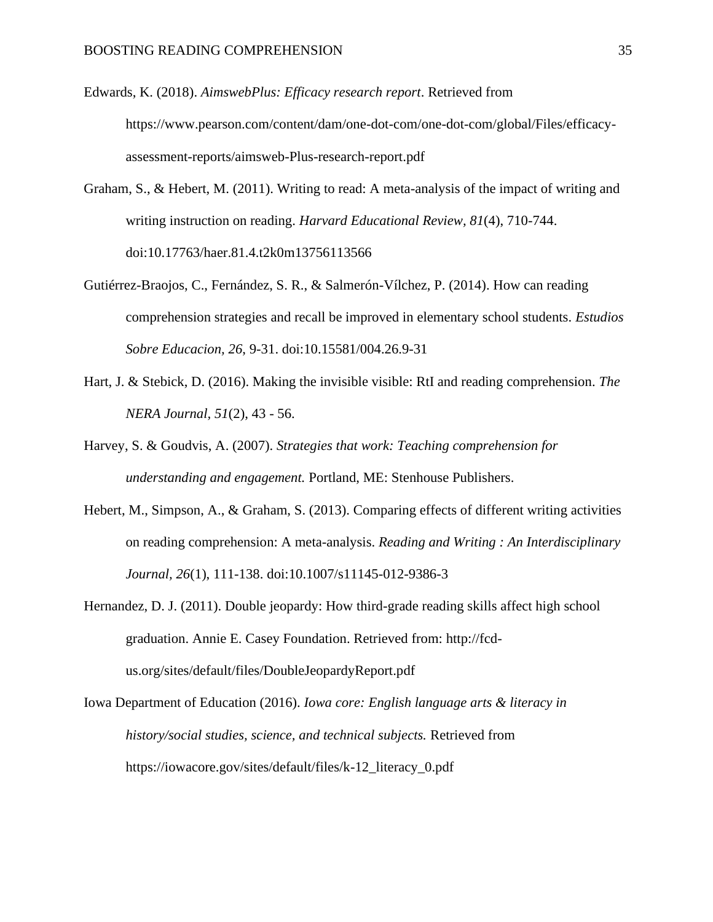Edwards, K. (2018). *AimswebPlus: Efficacy research report*. Retrieved from https://www.pearson.com/content/dam/one-dot-com/one-dot-com/global/Files/efficacy-assessment-reports/aimsweb-Plus-research-report.pdf

Graham, S., & Hebert, M. (2011). Writing to read: A meta-analysis of the impact of writing and writing instruction on reading. *Harvard Educational Review, 81*(4), 710-744. doi:10.17763/haer.81.4.t2k0m13756113566

Gutiérrez-Braojos, C., Fernández, S. R., & Salmerón-Vílchez, P. (2014). How can reading comprehension strategies and recall be improved in elementary school students. *Estudios Sobre Educacion, 26*, 9-31. doi:10.15581/004.26.9-31

Hart, J. & Stebick, D. (2016). Making the invisible visible: RtI and reading comprehension. *The NERA Journal, 51*(2), 43 - 56.

Harvey, S. & Goudvis, A. (2007). *Strategies that work: Teaching comprehension for understanding and engagement.* Portland, ME: Stenhouse Publishers.

Hebert, M., Simpson, A., & Graham, S. (2013). Comparing effects of different writing activities on reading comprehension: A meta-analysis. *Reading and Writing : An Interdisciplinary Journal, 26*(1), 111-138. doi:10.1007/s11145-012-9386-3

Hernandez, D. J. (2011). Double jeopardy: How third-grade reading skills affect high school graduation. Annie E. Casey Foundation. Retrieved from: http://fcd-us.org/sites/default/files/DoubleJeopardyReport.pdf

Iowa Department of Education (2016). *Iowa core: English language arts & literacy in history/social studies, science, and technical subjects.* Retrieved from https://iowacore.gov/sites/default/files/k-12_literacy_0.pdf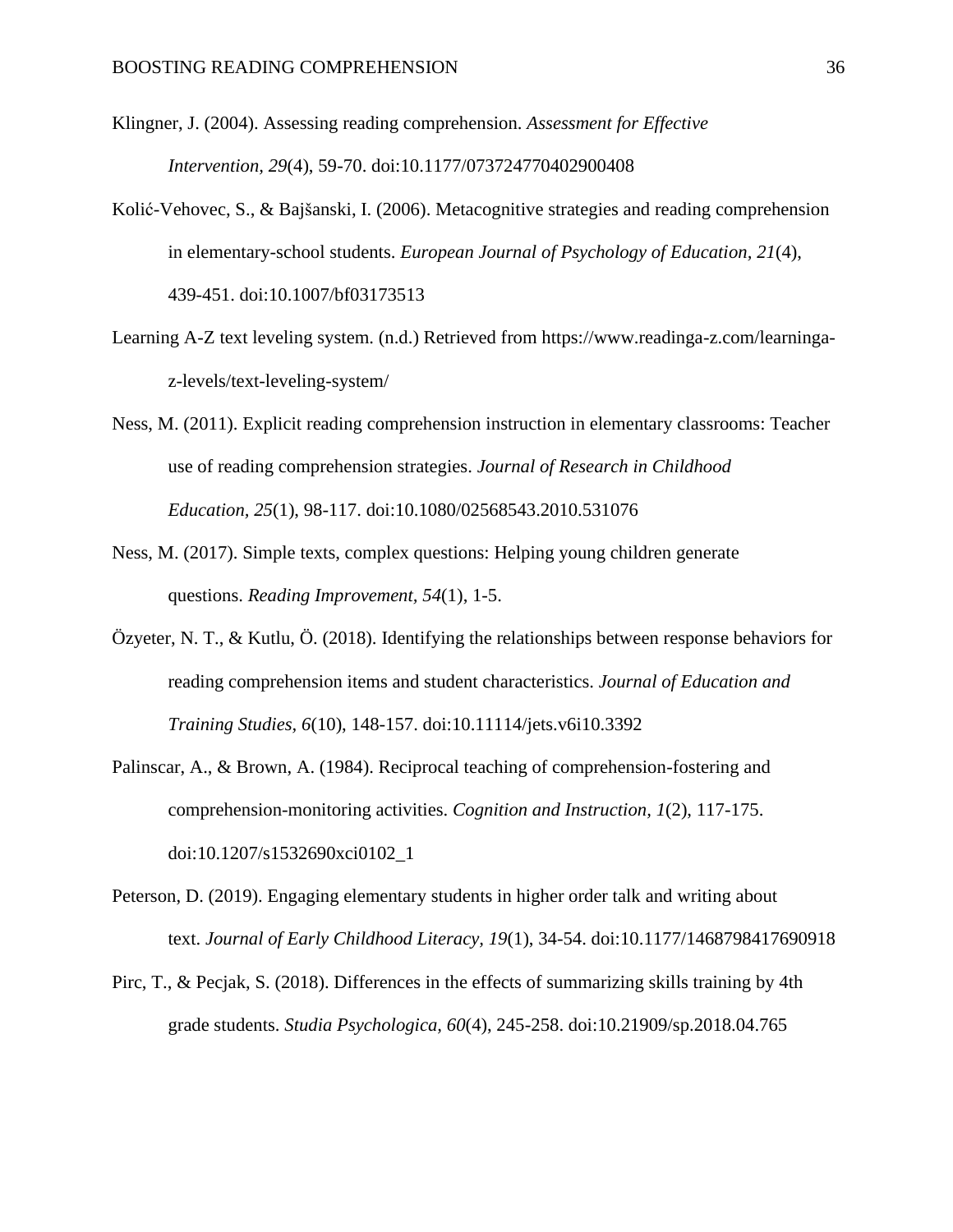Klingner, J. (2004). Assessing reading comprehension. *Assessment for Effective Intervention, 29*(4), 59-70. doi:10.1177/073724770402900408

Kolić-Vehovec, S., & Bajšanski, I. (2006). Metacognitive strategies and reading comprehension in elementary-school students. *European Journal of Psychology of Education, 21*(4), 439-451. doi:10.1007/bf03173513

Learning A-Z text leveling system. (n.d.) Retrieved from https://www.readinga-z.com/learninga-z-levels/text-leveling-system/

Ness, M. (2011). Explicit reading comprehension instruction in elementary classrooms: Teacher use of reading comprehension strategies. *Journal of Research in Childhood Education, 25*(1), 98-117. doi:10.1080/02568543.2010.531076

Ness, M. (2017). Simple texts, complex questions: Helping young children generate questions. *Reading Improvement, 54*(1), 1-5.

Özyeter, N. T., & Kutlu, Ö. (2018). Identifying the relationships between response behaviors for reading comprehension items and student characteristics. *Journal of Education and Training Studies, 6*(10), 148-157. doi:10.11114/jets.v6i10.3392

Palinscar, A., & Brown, A. (1984). Reciprocal teaching of comprehension-fostering and comprehension-monitoring activities. *Cognition and Instruction, 1*(2), 117-175. doi:10.1207/s1532690xci0102_1

Peterson, D. (2019). Engaging elementary students in higher order talk and writing about text. *Journal of Early Childhood Literacy, 19*(1), 34-54. doi:10.1177/1468798417690918

Pirc, T., & Pecjak, S. (2018). Differences in the effects of summarizing skills training by 4th grade students. *Studia Psychologica, 60*(4), 245-258. doi:10.21909/sp.2018.04.765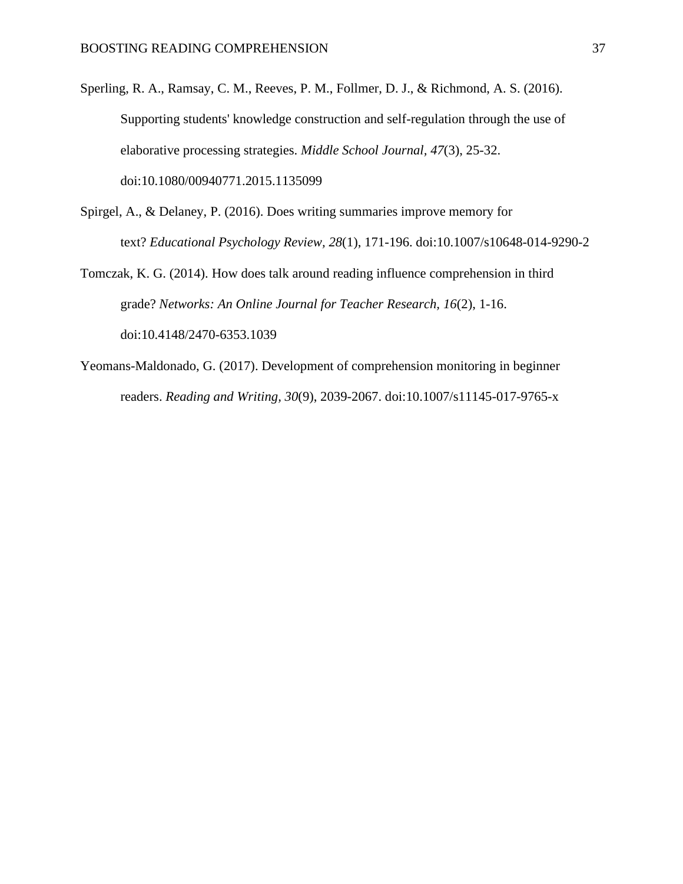Sperling, R. A., Ramsay, C. M., Reeves, P. M., Follmer, D. J., & Richmond, A. S. (2016). Supporting students' knowledge construction and self-regulation through the use of elaborative processing strategies. *Middle School Journal, 47*(3), 25-32. doi:10.1080/00940771.2015.1135099

Spirgel, A., & Delaney, P. (2016). Does writing summaries improve memory for text? *Educational Psychology Review, 28*(1), 171-196. doi:10.1007/s10648-014-9290-2

Tomczak, K. G. (2014). How does talk around reading influence comprehension in third grade? *Networks: An Online Journal for Teacher Research, 16*(2), 1-16. doi:10.4148/2470-6353.1039

Yeomans-Maldonado, G. (2017). Development of comprehension monitoring in beginner readers. *Reading and Writing, 30*(9), 2039-2067. doi:10.1007/s11145-017-9765-x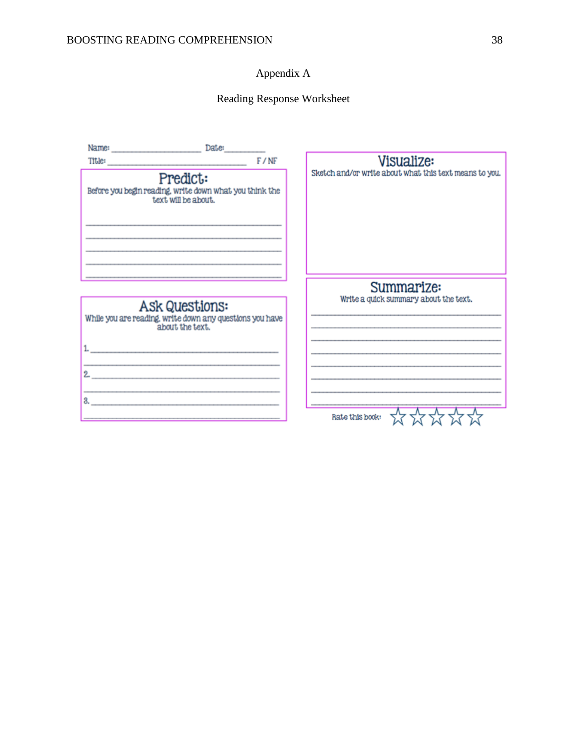# Appendix A

## Reading Response Worksheet

Name: ____________________ Date: __________

Title: ________________________________ F / NF

### Predict:

Before you begin reading, write down what you think the text will be about.

______________________________________________

______________________________________________

______________________________________________

______________________________________________

______________________________________________

### Ask Questions:

While you are reading, write down any questions you have about the text.

1. ____________________________________________

______________________________________________

2. ____________________________________________

______________________________________________

3. ____________________________________________

______________________________________________

### Visualize:

Sketch and/or write about what this text means to you.

### Summarize:

Write a quick summary about the text.

______________________________________________

______________________________________________

______________________________________________

______________________________________________

______________________________________________

______________________________________________

______________________________________________

______________________________________________

Rate this book: ☆ ☆ ☆ ☆ ☆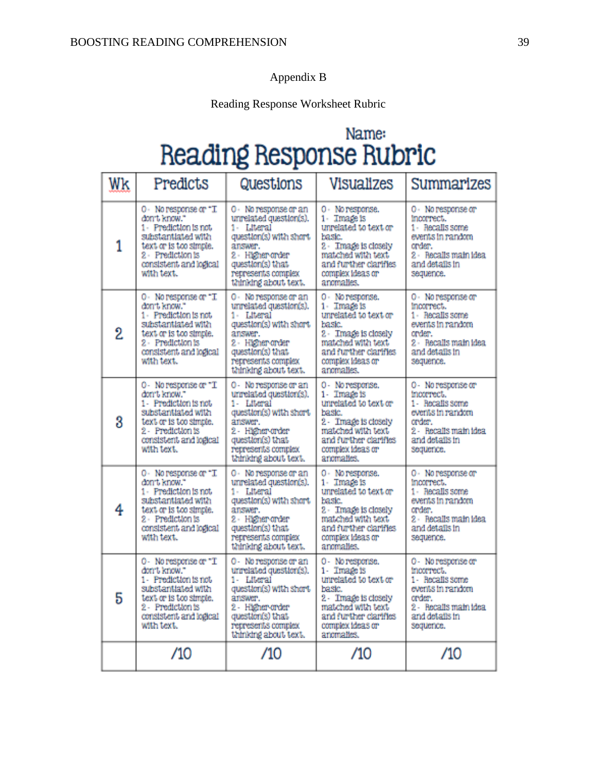# Appendix B

## Reading Response Worksheet Rubric

Name:

**Reading Response Rubric**

| Wk | Predicts | Questions | Visualizes | Summarizes |
|---|---|---|---|---|
| 1 | 0- No response or "I don't know." 1- Prediction is not substantiated with text or is too simple. 2- Prediction is consistent and logical with text. | 0- No response or an unrelated question(s). 1- Literal question(s) with short answer. 2- Higher-order question(s) that represents complex thinking about text. | 0- No response. 1- Image is unrelated to text or basic. 2- Image is closely matched with text and further clarifies complex ideas or anomalies. | 0- No response or incorrect. 1- Recalls some events in random order. 2- Recalls main idea and details in sequence. |
| 2 | 0- No response or "I don't know." 1- Prediction is not substantiated with text or is too simple. 2- Prediction is consistent and logical with text. | 0- No response or an unrelated question(s). 1- Literal question(s) with short answer. 2- Higher-order question(s) that represents complex thinking about text. | 0- No response. 1- Image is unrelated to text or basic. 2- Image is closely matched with text and further clarifies complex ideas or anomalies. | 0- No response or incorrect. 1- Recalls some events in random order. 2- Recalls main idea and details in sequence. |
| 3 | 0- No response or "I don't know." 1- Prediction is not substantiated with text or is too simple. 2- Prediction is consistent and logical with text. | 0- No response or an unrelated question(s). 1- Literal question(s) with short answer. 2- Higher-order question(s) that represents complex thinking about text. | 0- No response. 1- Image is unrelated to text or basic. 2- Image is closely matched with text and further clarifies complex ideas or anomalies. | 0- No response or incorrect. 1- Recalls some events in random order. 2- Recalls main idea and details in sequence. |
| 4 | 0- No response or "I don't know." 1- Prediction is not substantiated with text or is too simple. 2- Prediction is consistent and logical with text. | 0- No response or an unrelated question(s). 1- Literal question(s) with short answer. 2- Higher-order question(s) that represents complex thinking about text. | 0- No response. 1- Image is unrelated to text or basic. 2- Image is closely matched with text and further clarifies complex ideas or anomalies. | 0- No response or incorrect. 1- Recalls some events in random order. 2- Recalls main idea and details in sequence. |
| 5 | 0- No response or "I don't know." 1- Prediction is not substantiated with text or is too simple. 2- Prediction is consistent and logical with text. | 0- No response or an unrelated question(s). 1- Literal question(s) with short answer. 2- Higher-order question(s) that represents complex thinking about text. | 0- No response. 1- Image is unrelated to text or basic. 2- Image is closely matched with text and further clarifies complex ideas or anomalies. | 0- No response or incorrect. 1- Recalls some events in random order. 2- Recalls main idea and details in sequence. |
| | /10 | /10 | /10 | /10 |